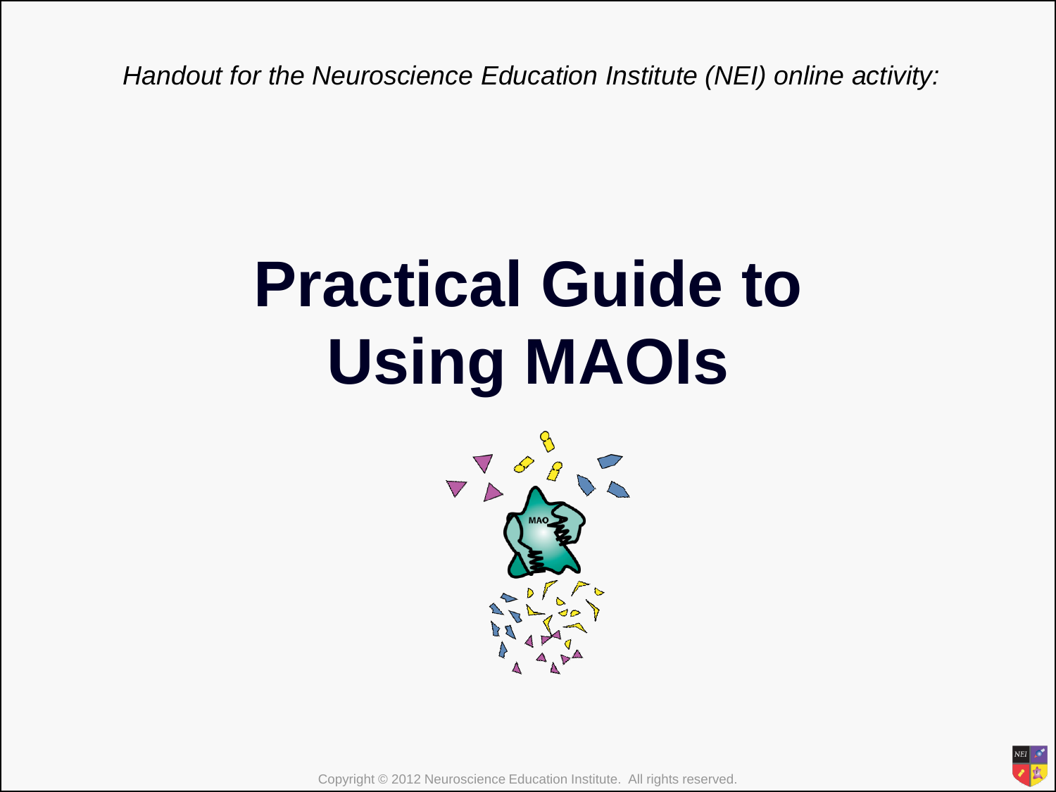*Handout for the Neuroscience Education Institute (NEI) online activity:*

# Practical Guide to Using MAOIs

Copyright © 2012 Neuroscience Education Institute. All rights reserved.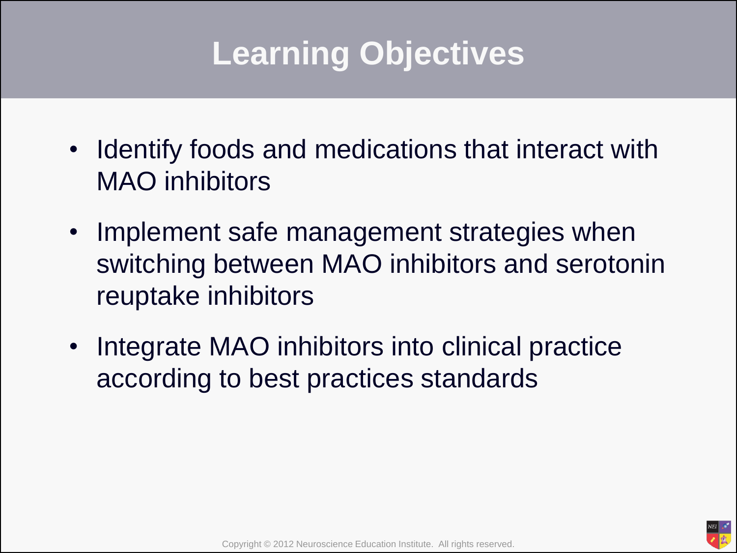# Learning Objectives

- Identify foods and medications that interact with MAO inhibitors
- Implement safe management strategies when switching between MAO inhibitors and serotonin reuptake inhibitors
- Integrate MAO inhibitors into clinical practice according to best practices standards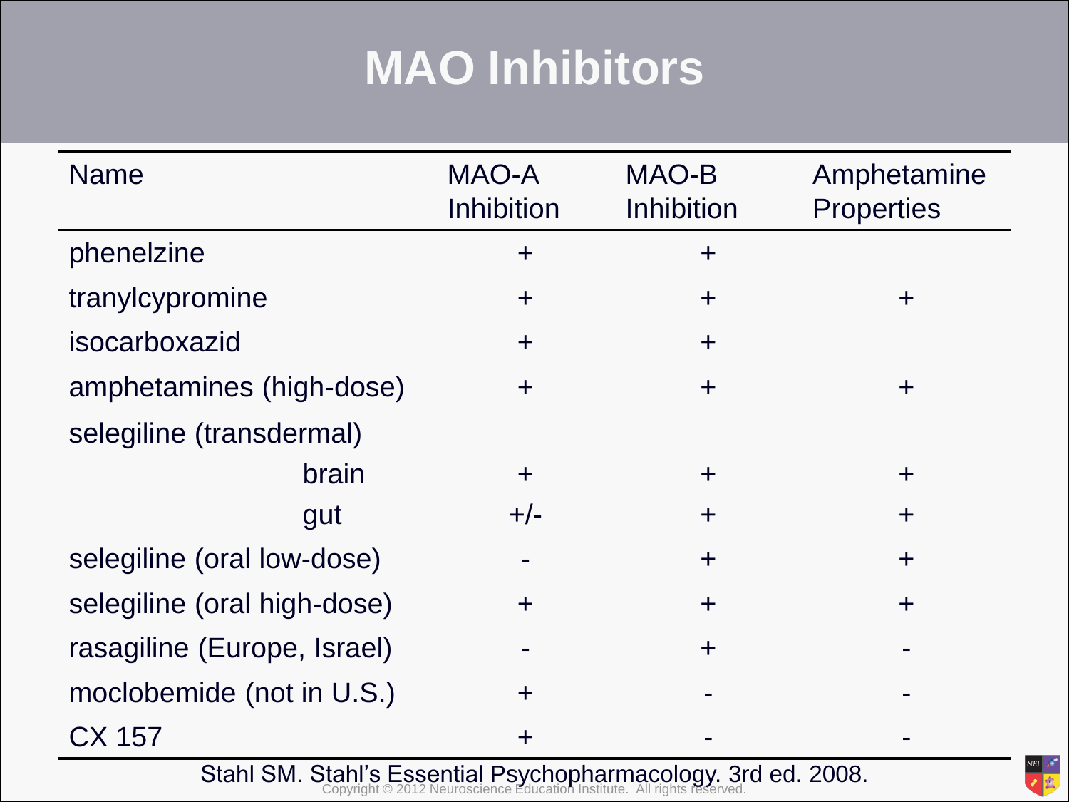# MAO Inhibitors

| Name | MAO-A Inhibition | MAO-B Inhibition | Amphetamine Properties |
|---|---|---|---|
| phenelzine | + | + | |
| tranylcypromine | + | + | + |
| isocarboxazid | + | + | |
| amphetamines (high-dose) | + | + | + |
| selegiline (transdermal) | | | |
| brain | + | + | + |
| gut | +/- | + | + |
| selegiline (oral low-dose) | - | + | + |
| selegiline (oral high-dose) | + | + | + |
| rasagiline (Europe, Israel) | - | + | - |
| moclobemide (not in U.S.) | + | - | - |
| CX 157 | + | - | - |

Stahl SM. Stahl's Essential Psychopharmacology. 3rd ed. 2008.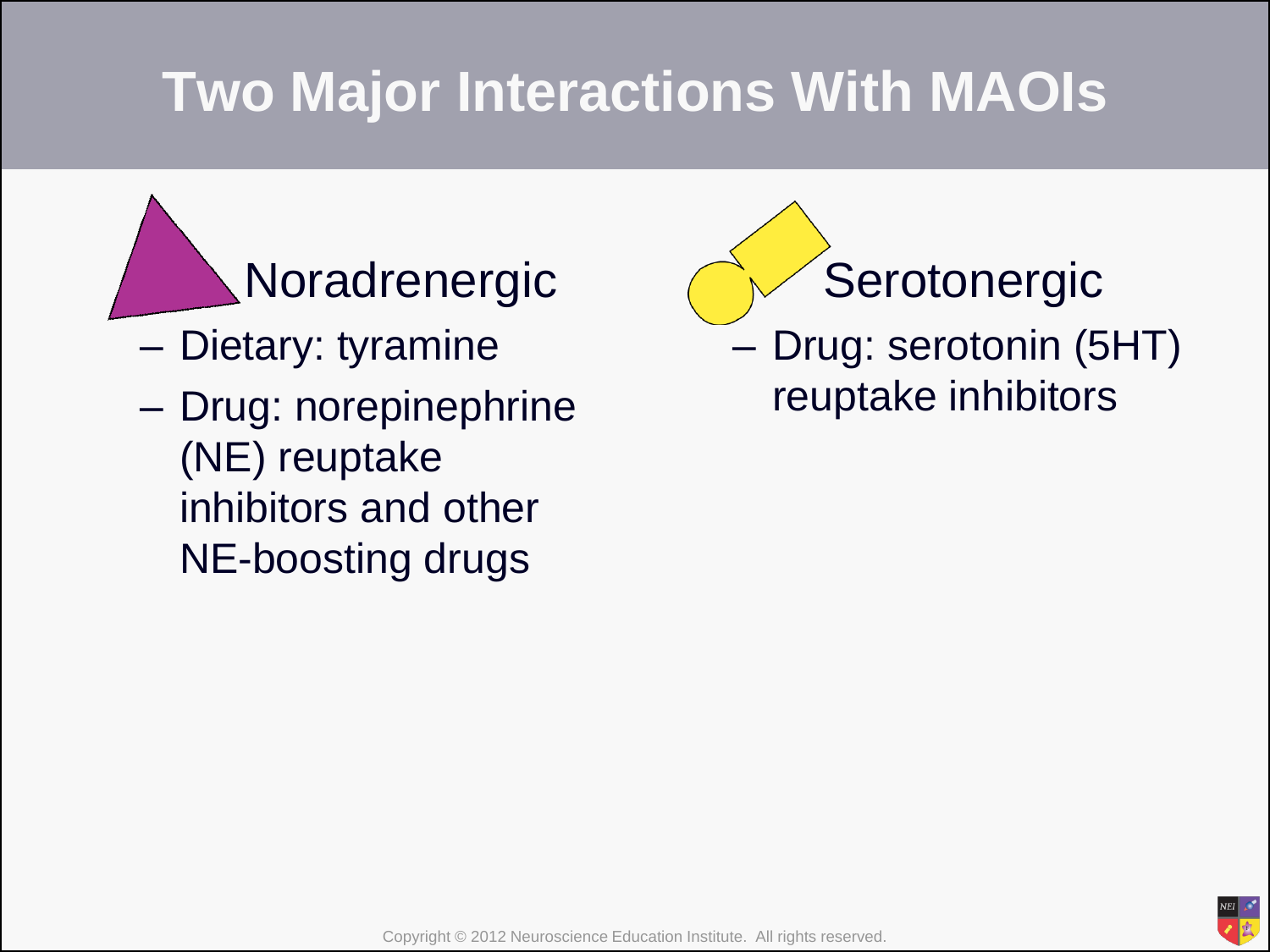# Two Major Interactions With MAOIs

## Noradrenergic

- Dietary: tyramine
- Drug: norepinephrine (NE) reuptake inhibitors and other NE-boosting drugs

## Serotonergic

- Drug: serotonin (5HT) reuptake inhibitors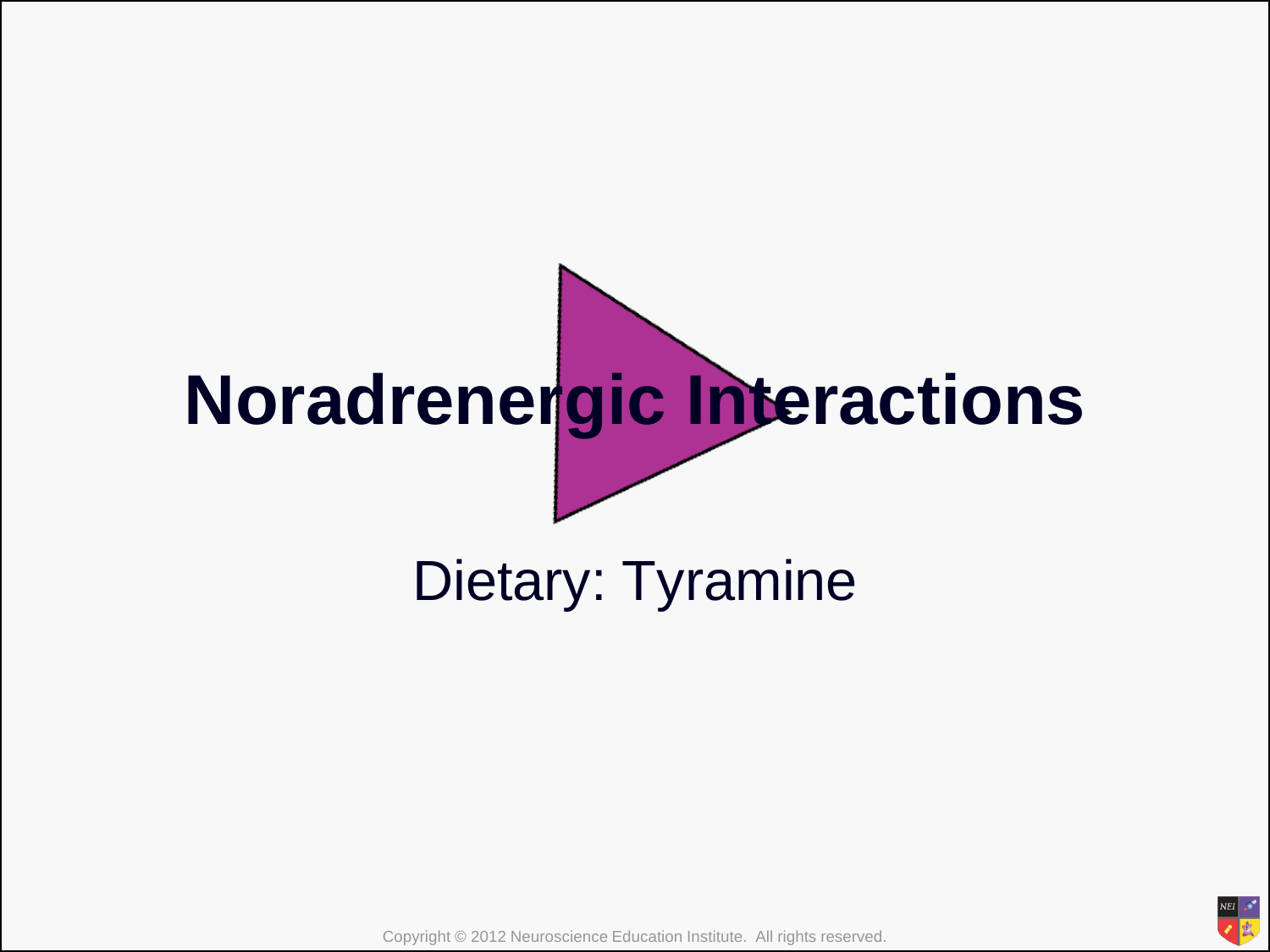# Noradrenergic Interactions

Dietary: Tyramine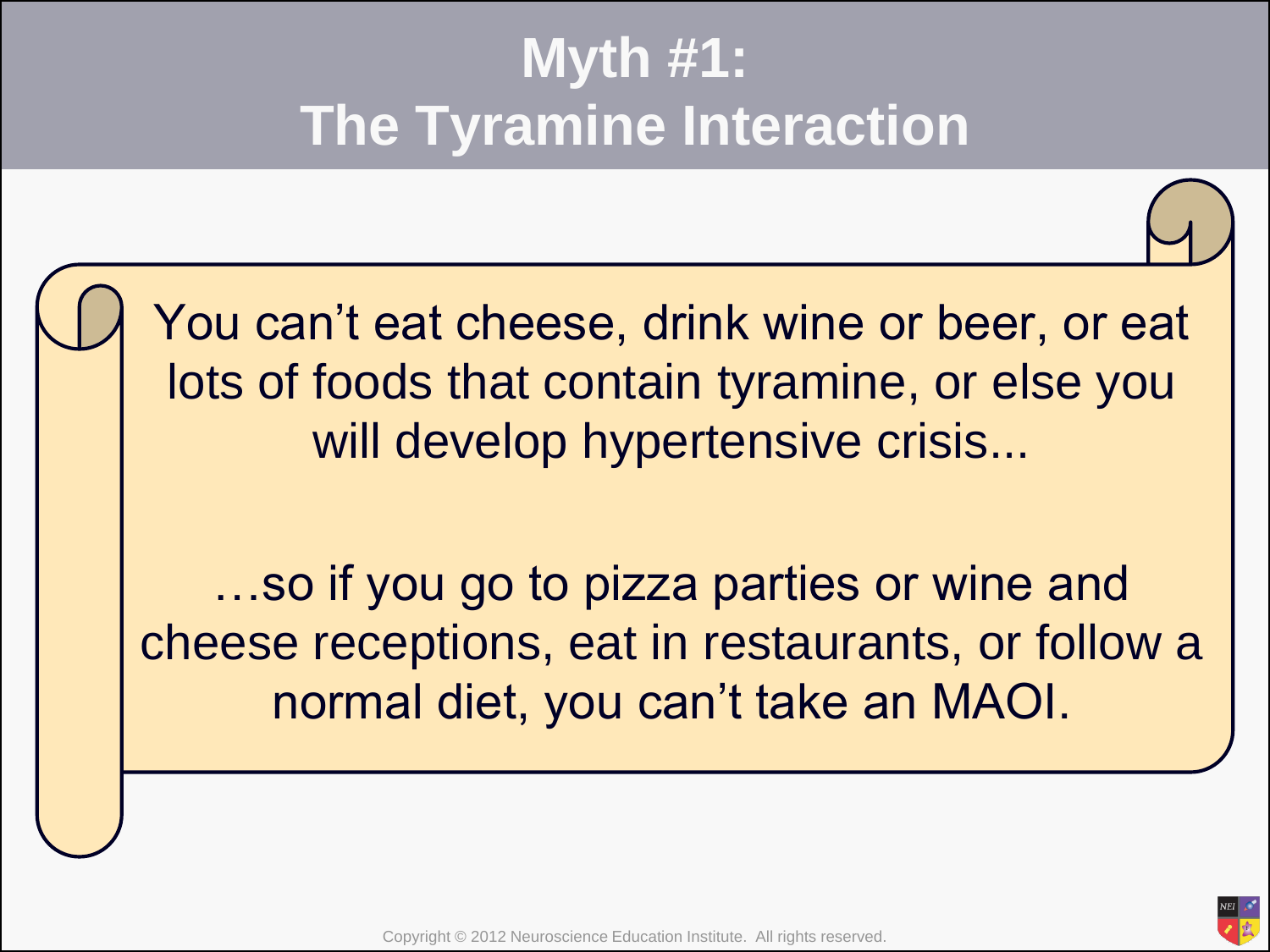# Myth #1: The Tyramine Interaction

You can't eat cheese, drink wine or beer, or eat lots of foods that contain tyramine, or else you will develop hypertensive crisis...

…so if you go to pizza parties or wine and cheese receptions, eat in restaurants, or follow a normal diet, you can't take an MAOI.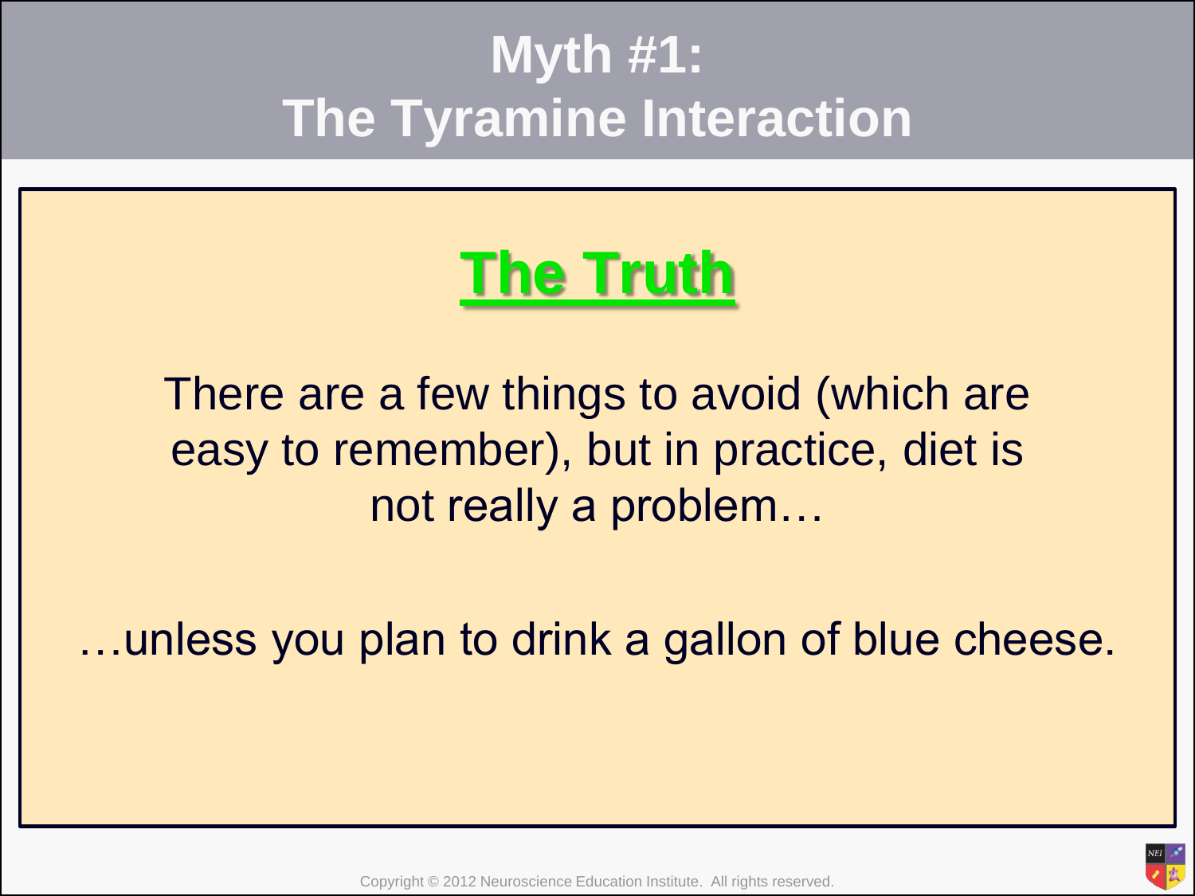# Myth #1: The Tyramine Interaction

## The Truth

There are a few things to avoid (which are easy to remember), but in practice, diet is not really a problem…

…unless you plan to drink a gallon of blue cheese.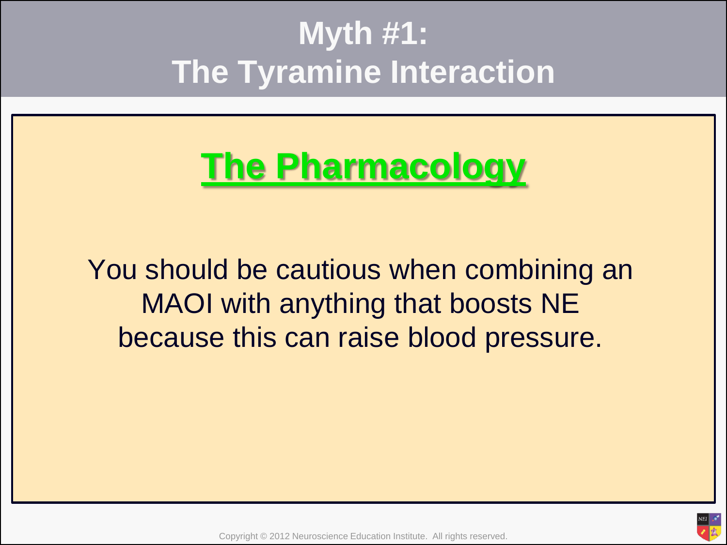# Myth #1: The Tyramine Interaction

## The Pharmacology

You should be cautious when combining an MAOI with anything that boosts NE because this can raise blood pressure.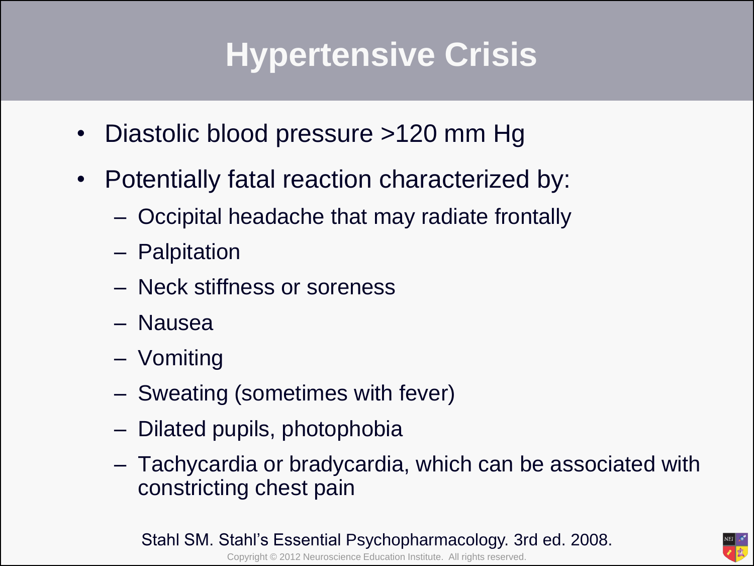# Hypertensive Crisis

- Diastolic blood pressure >120 mm Hg
- Potentially fatal reaction characterized by:
  - Occipital headache that may radiate frontally
  - Palpitation
  - Neck stiffness or soreness
  - Nausea
  - Vomiting
  - Sweating (sometimes with fever)
  - Dilated pupils, photophobia
  - Tachycardia or bradycardia, which can be associated with constricting chest pain

Stahl SM. Stahl's Essential Psychopharmacology. 3rd ed. 2008.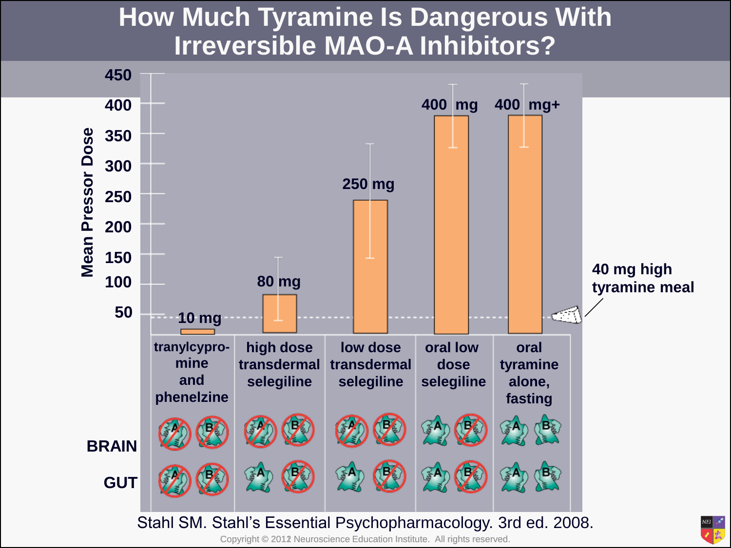# How Much Tyramine Is Dangerous With Irreversible MAO-A Inhibitors?

Mean Pressor Dose

| Condition | Mean Pressor Dose | Brain | Gut |
| --- | --- | --- | --- |
| tranylcypromine and phenelzine | 10 mg | A inhibited, B inhibited | A inhibited, B inhibited |
| high dose transdermal selegiline | 80 mg | A inhibited, B inhibited | A, B inhibited |
| low dose transdermal selegiline | 250 mg | A inhibited, B inhibited | A, B inhibited |
| oral low dose selegiline | 400 mg | A, B inhibited | A, B inhibited |
| oral tyramine alone, fasting | 400 mg+ | A, B | A, B |

40 mg high tyramine meal

Stahl SM. Stahl's Essential Psychopharmacology. 3rd ed. 2008.

Copyright © 2012 Neuroscience Education Institute. All rights reserved.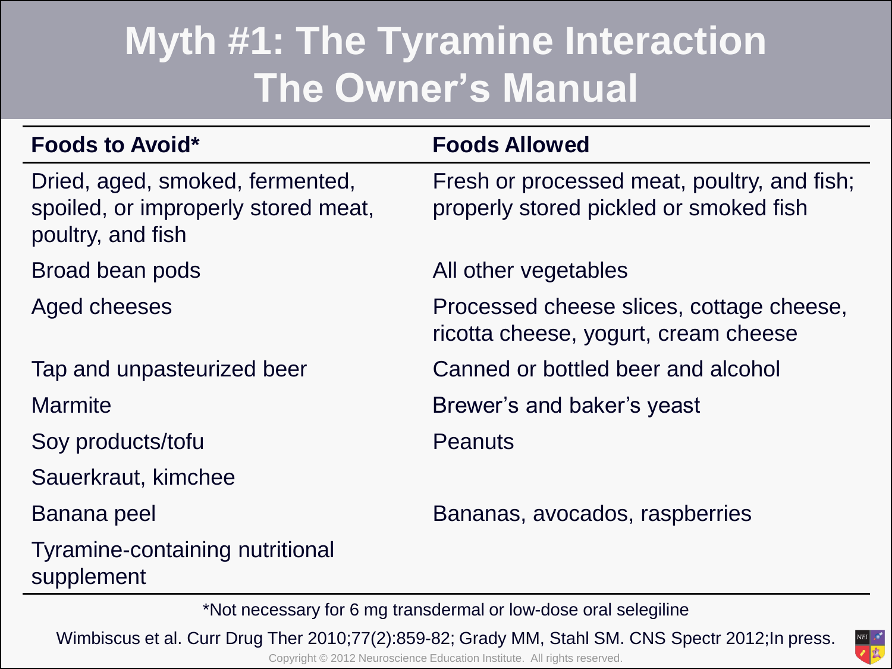# Myth #1: The Tyramine Interaction The Owner's Manual

| Foods to Avoid* | Foods Allowed |
|---|---|
| Dried, aged, smoked, fermented, spoiled, or improperly stored meat, poultry, and fish | Fresh or processed meat, poultry, and fish; properly stored pickled or smoked fish |
| Broad bean pods | All other vegetables |
| Aged cheeses | Processed cheese slices, cottage cheese, ricotta cheese, yogurt, cream cheese |
| Tap and unpasteurized beer | Canned or bottled beer and alcohol |
| Marmite | Brewer's and baker's yeast |
| Soy products/tofu | Peanuts |
| Sauerkraut, kimchee | |
| Banana peel | Bananas, avocados, raspberries |
| Tyramine-containing nutritional supplement | |

*Not necessary for 6 mg transdermal or low-dose oral selegiline

Wimbiscus et al. Curr Drug Ther 2010;77(2):859-82; Grady MM, Stahl SM. CNS Spectr 2012;In press.

Copyright © 2012 Neuroscience Education Institute. All rights reserved.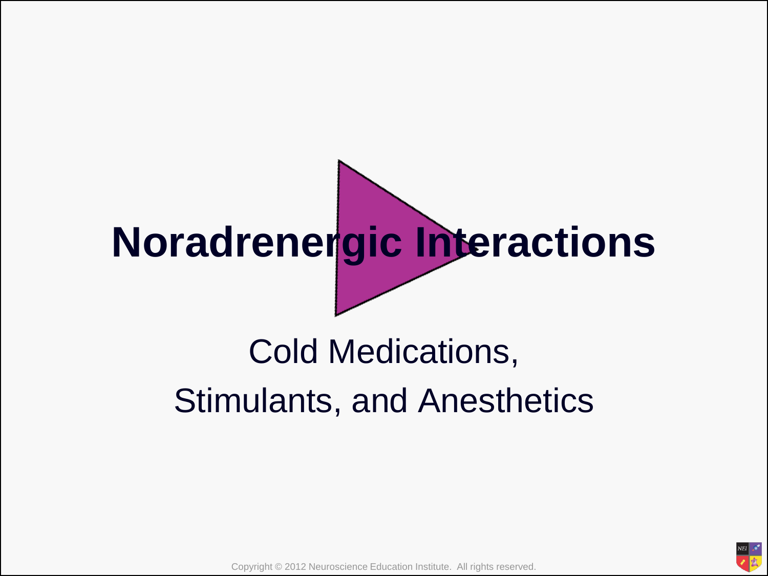# Noradrenergic Interactions

Cold Medications,

Stimulants, and Anesthetics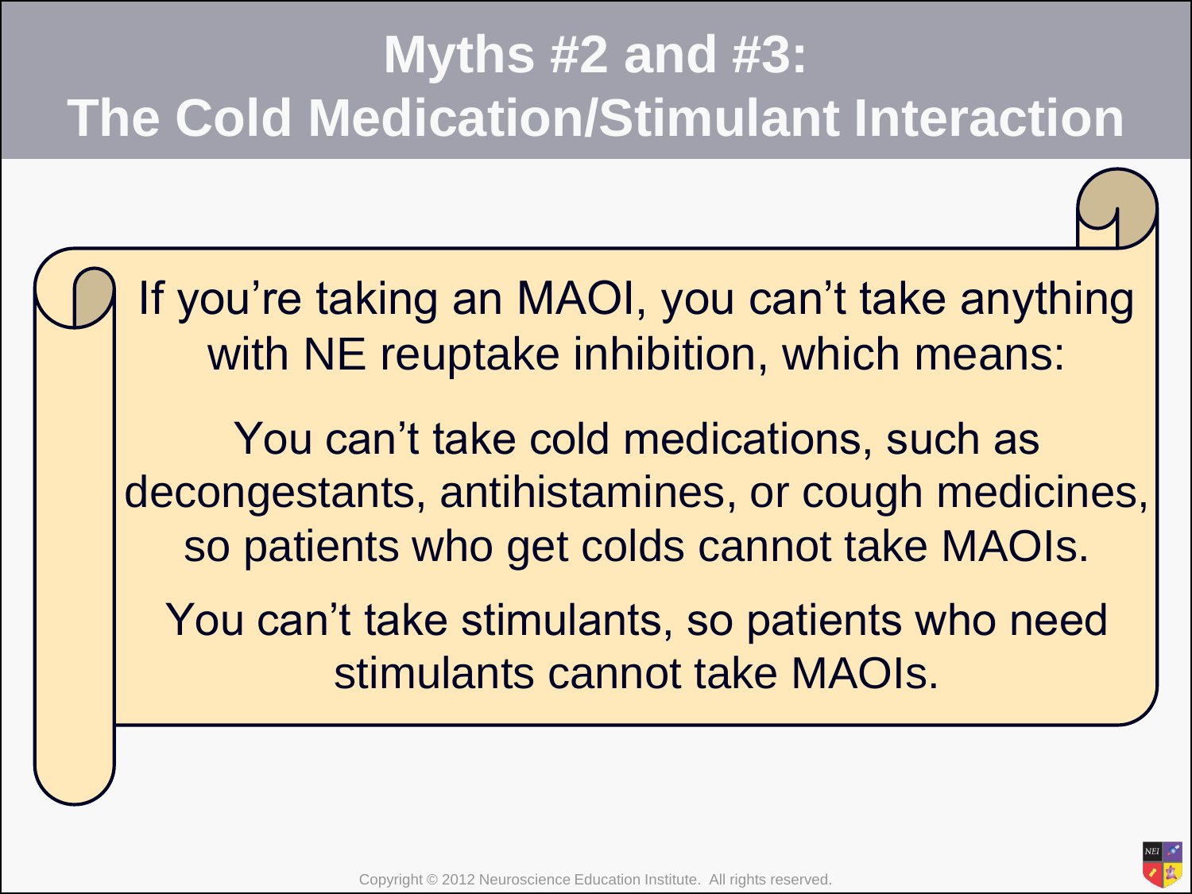# Myths #2 and #3: The Cold Medication/Stimulant Interaction

If you're taking an MAOI, you can't take anything with NE reuptake inhibition, which means:

You can't take cold medications, such as decongestants, antihistamines, or cough medicines, so patients who get colds cannot take MAOIs.

You can't take stimulants, so patients who need stimulants cannot take MAOIs.

Copyright © 2012 Neuroscience Education Institute. All rights reserved.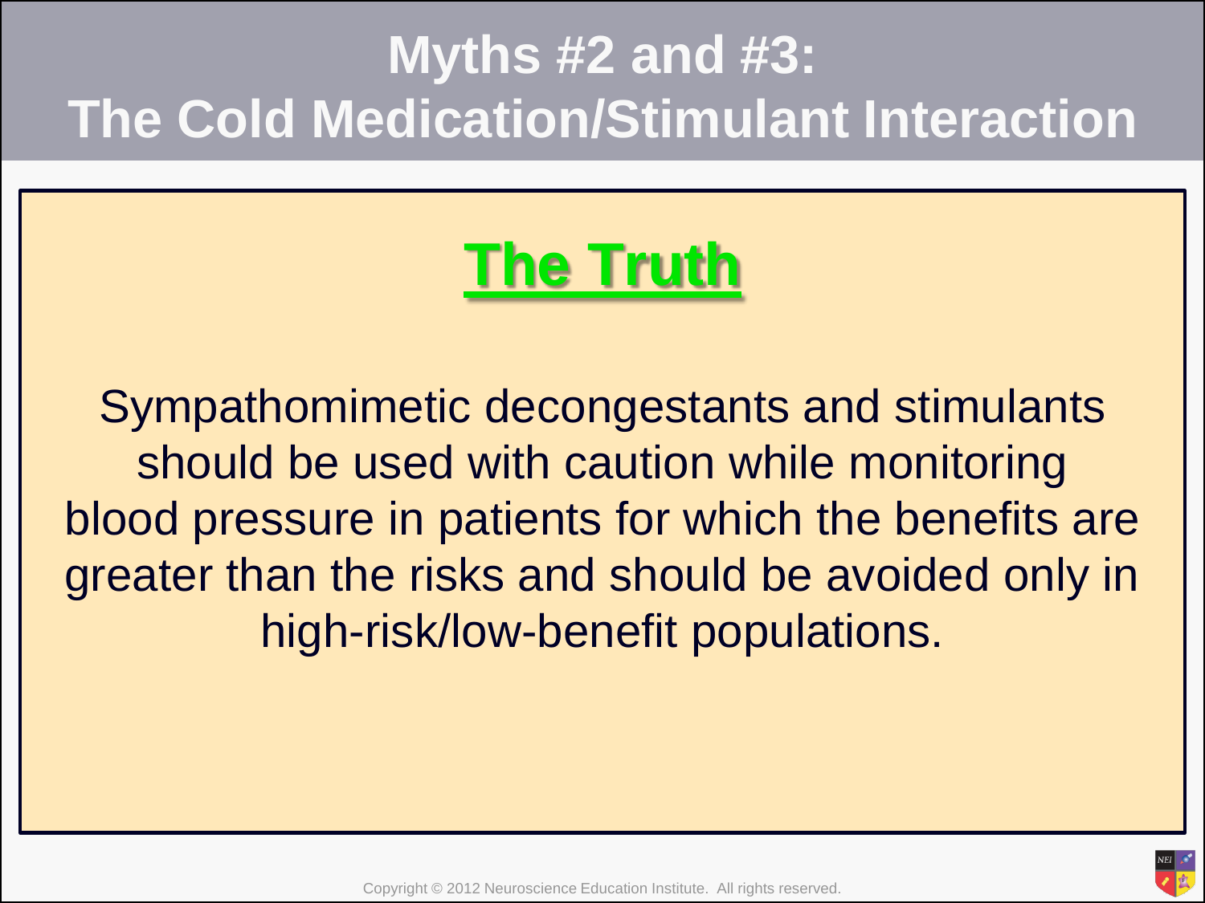# Myths #2 and #3: The Cold Medication/Stimulant Interaction

## The Truth

Sympathomimetic decongestants and stimulants should be used with caution while monitoring blood pressure in patients for which the benefits are greater than the risks and should be avoided only in high-risk/low-benefit populations.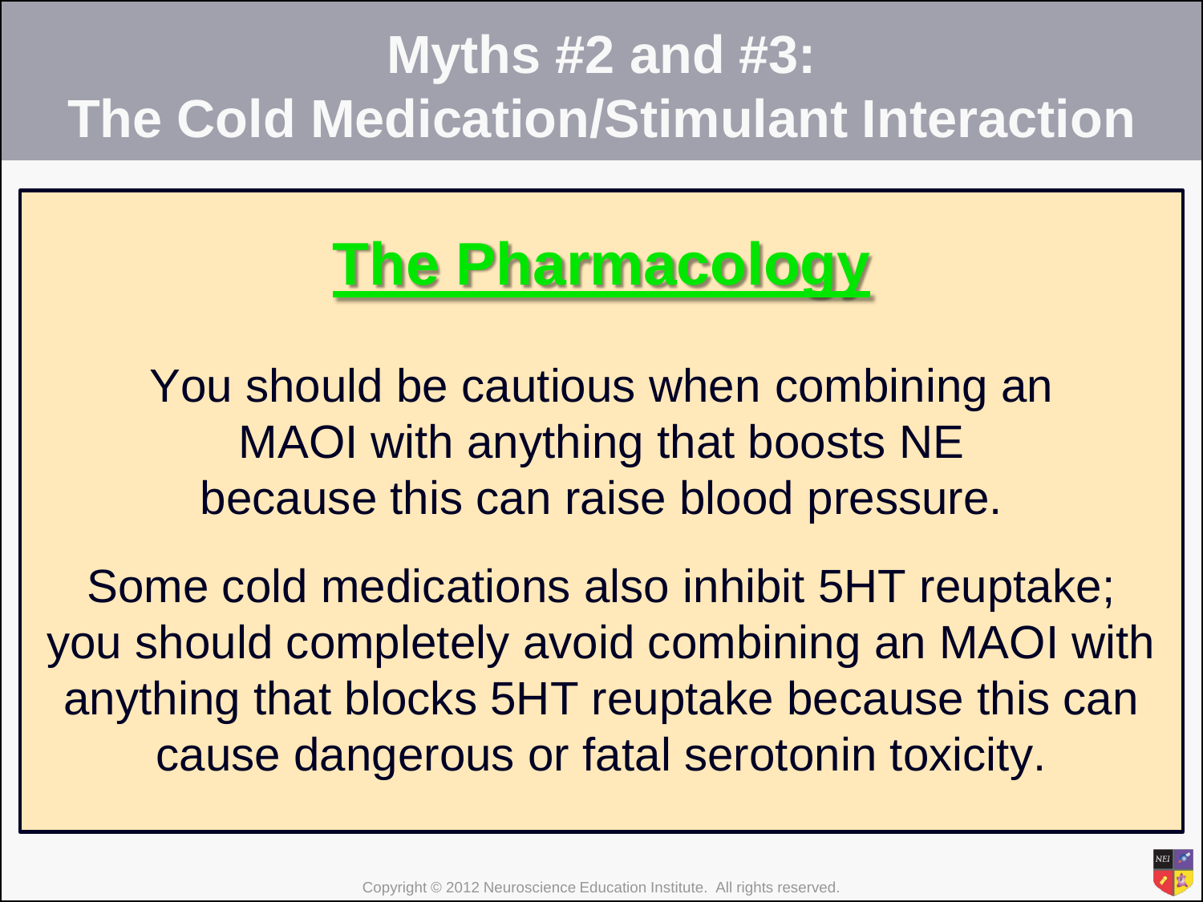# Myths #2 and #3: The Cold Medication/Stimulant Interaction

## The Pharmacology

You should be cautious when combining an MAOI with anything that boosts NE because this can raise blood pressure.

Some cold medications also inhibit 5HT reuptake; you should completely avoid combining an MAOI with anything that blocks 5HT reuptake because this can cause dangerous or fatal serotonin toxicity.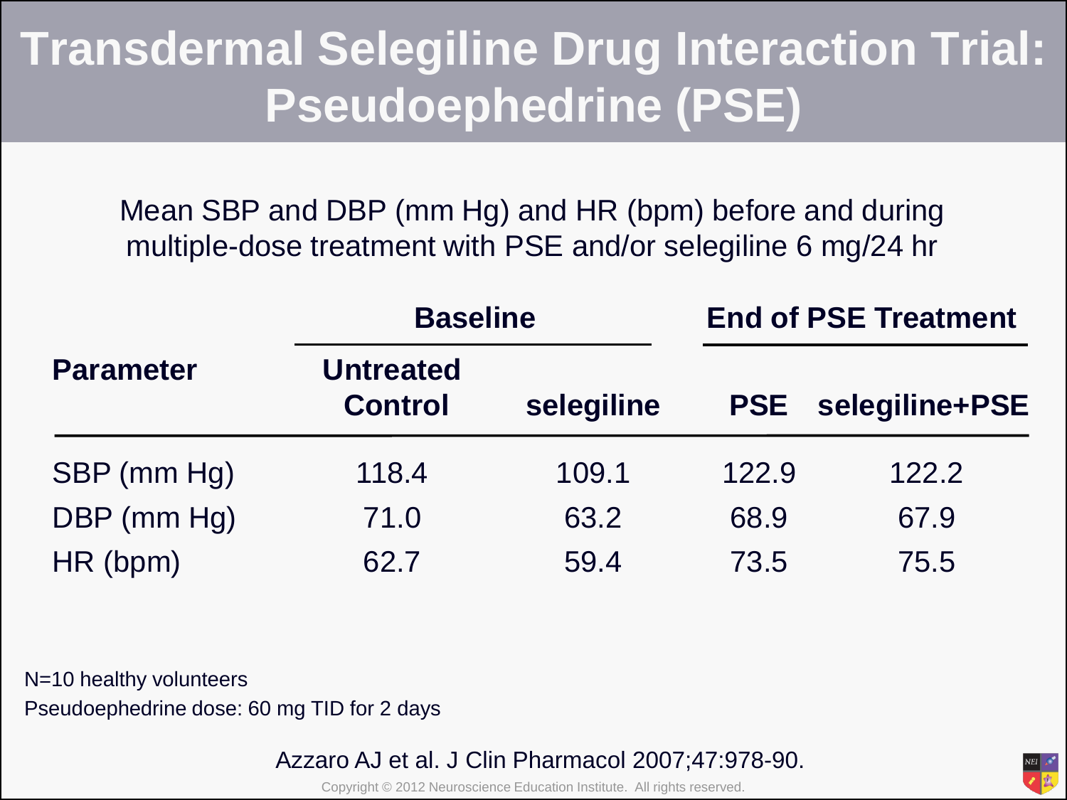# Transdermal Selegiline Drug Interaction Trial: Pseudoephedrine (PSE)

Mean SBP and DBP (mm Hg) and HR (bpm) before and during multiple-dose treatment with PSE and/or selegiline 6 mg/24 hr

| Parameter | Baseline | | End of PSE Treatment | |
|---|---|---|---|---|
| | Untreated Control | selegiline | PSE | selegiline+PSE |
| SBP (mm Hg) | 118.4 | 109.1 | 122.9 | 122.2 |
| DBP (mm Hg) | 71.0 | 63.2 | 68.9 | 67.9 |
| HR (bpm) | 62.7 | 59.4 | 73.5 | 75.5 |

N=10 healthy volunteers

Pseudoephedrine dose: 60 mg TID for 2 days

Azzaro AJ et al. J Clin Pharmacol 2007;47:978-90.

Copyright © 2012 Neuroscience Education Institute. All rights reserved.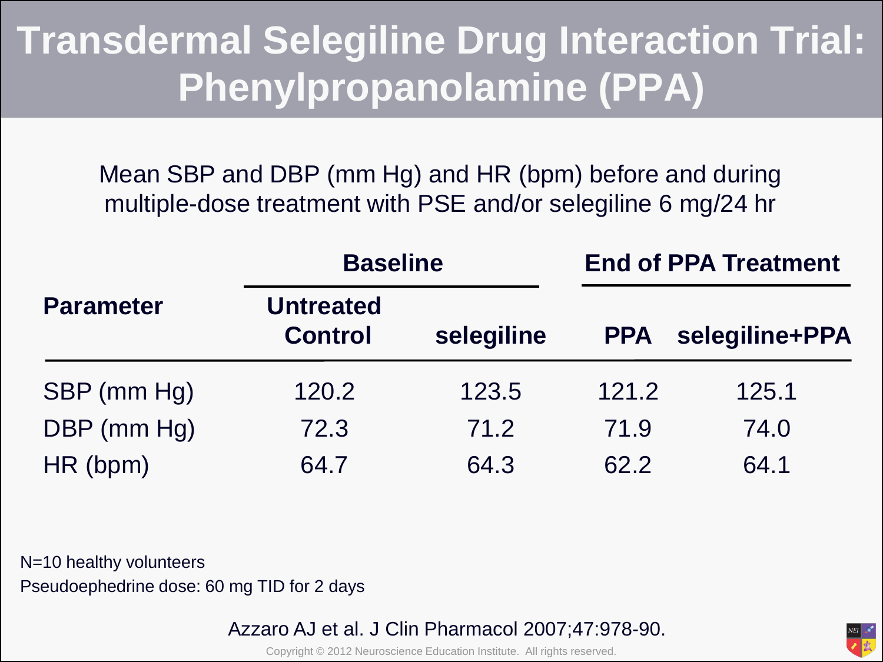# Transdermal Selegiline Drug Interaction Trial: Phenylpropanolamine (PPA)

Mean SBP and DBP (mm Hg) and HR (bpm) before and during multiple-dose treatment with PSE and/or selegiline 6 mg/24 hr

| Parameter | Baseline | | End of PPA Treatment | |
|---|---|---|---|---|
| | Untreated Control | selegiline | PPA | selegiline+PPA |
| SBP (mm Hg) | 120.2 | 123.5 | 121.2 | 125.1 |
| DBP (mm Hg) | 72.3 | 71.2 | 71.9 | 74.0 |
| HR (bpm) | 64.7 | 64.3 | 62.2 | 64.1 |

N=10 healthy volunteers

Pseudoephedrine dose: 60 mg TID for 2 days

Azzaro AJ et al. J Clin Pharmacol 2007;47:978-90.

Copyright © 2012 Neuroscience Education Institute. All rights reserved.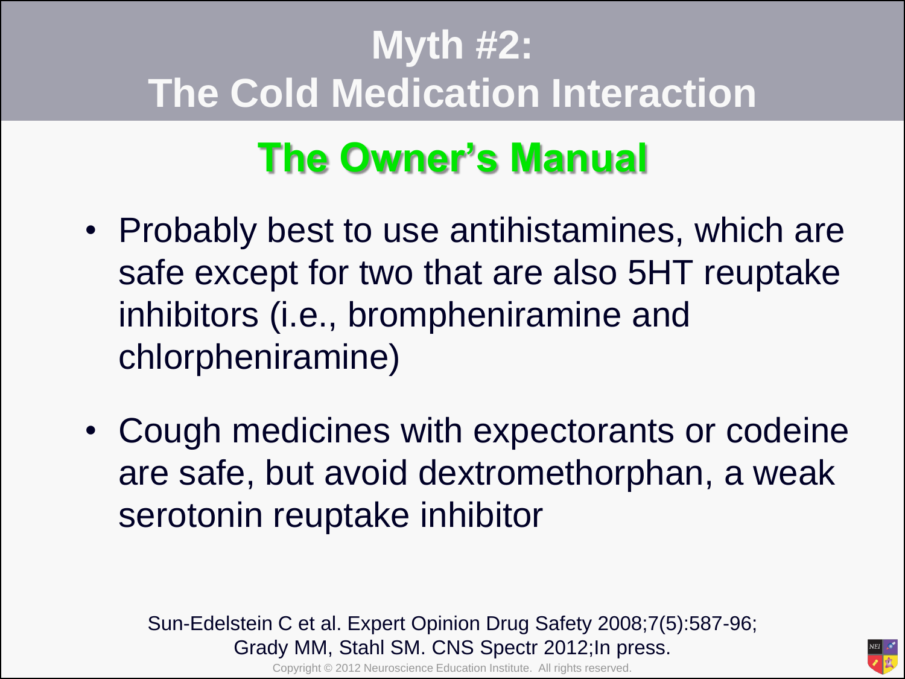# Myth #2: The Cold Medication Interaction

## The Owner's Manual

- Probably best to use antihistamines, which are safe except for two that are also 5HT reuptake inhibitors (i.e., brompheniramine and chlorpheniramine)
- Cough medicines with expectorants or codeine are safe, but avoid dextromethorphan, a weak serotonin reuptake inhibitor

Sun-Edelstein C et al. Expert Opinion Drug Safety 2008;7(5):587-96; Grady MM, Stahl SM. CNS Spectr 2012;In press.

Copyright © 2012 Neuroscience Education Institute. All rights reserved.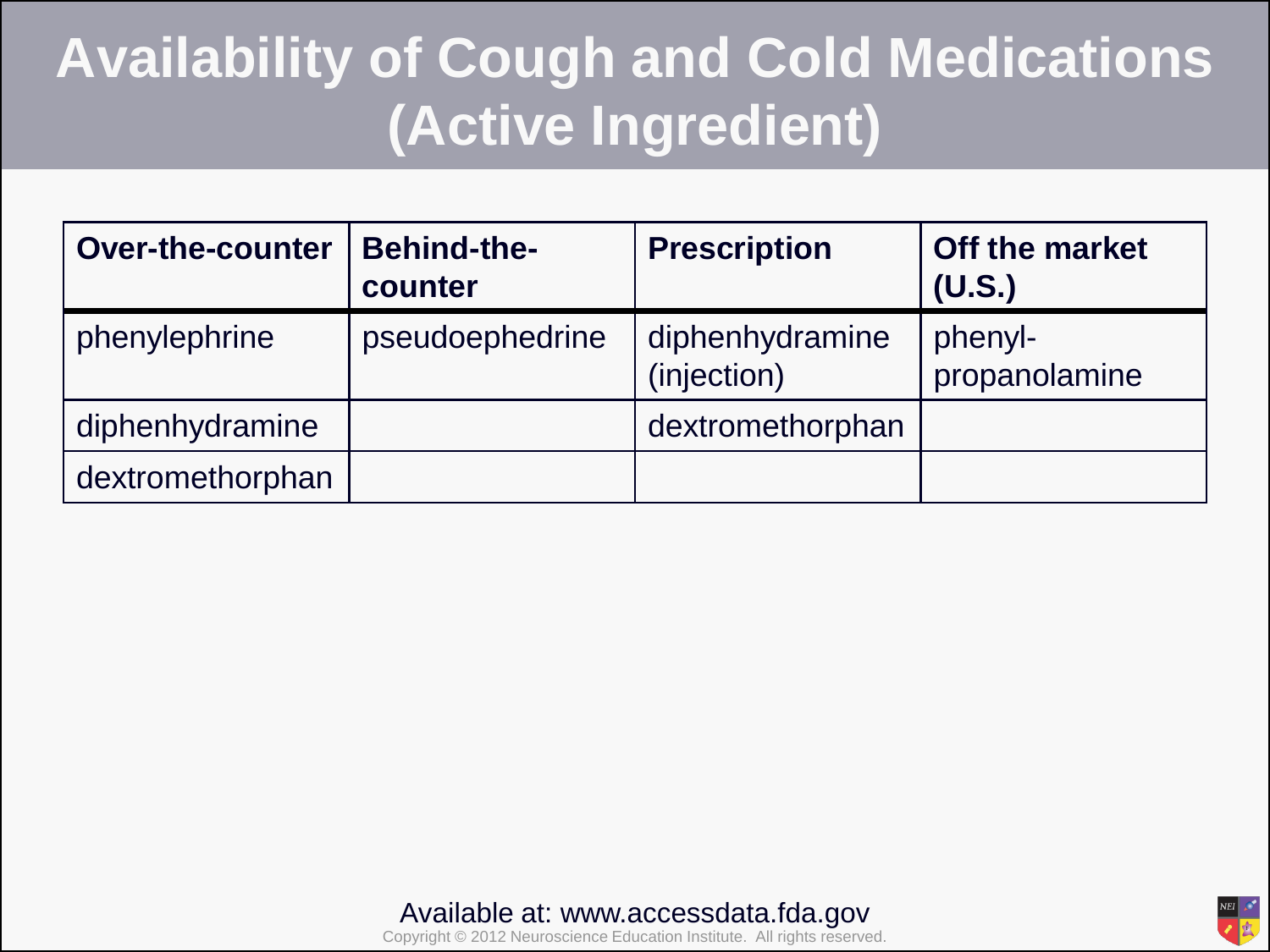# Availability of Cough and Cold Medications (Active Ingredient)

| Over-the-counter | Behind-the-counter | Prescription | Off the market (U.S.) |
| --- | --- | --- | --- |
| phenylephrine | pseudoephedrine | diphenhydramine (injection) | phenyl-propanolamine |
| diphenhydramine | | dextromethorphan | |
| dextromethorphan | | | |

Available at: www.accessdata.fda.gov

Copyright © 2012 Neuroscience Education Institute. All rights reserved.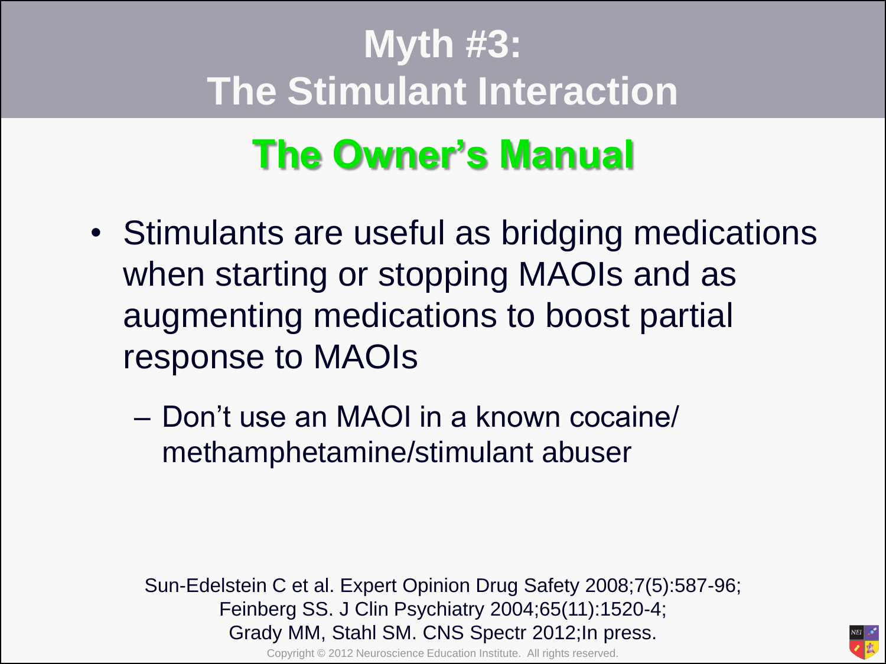# Myth #3:
# The Stimulant Interaction

## The Owner's Manual

- Stimulants are useful as bridging medications when starting or stopping MAOIs and as augmenting medications to boost partial response to MAOIs
  - Don't use an MAOI in a known cocaine/ methamphetamine/stimulant abuser

Sun-Edelstein C et al. Expert Opinion Drug Safety 2008;7(5):587-96;
Feinberg SS. J Clin Psychiatry 2004;65(11):1520-4;
Grady MM, Stahl SM. CNS Spectr 2012;In press.

Copyright © 2012 Neuroscience Education Institute. All rights reserved.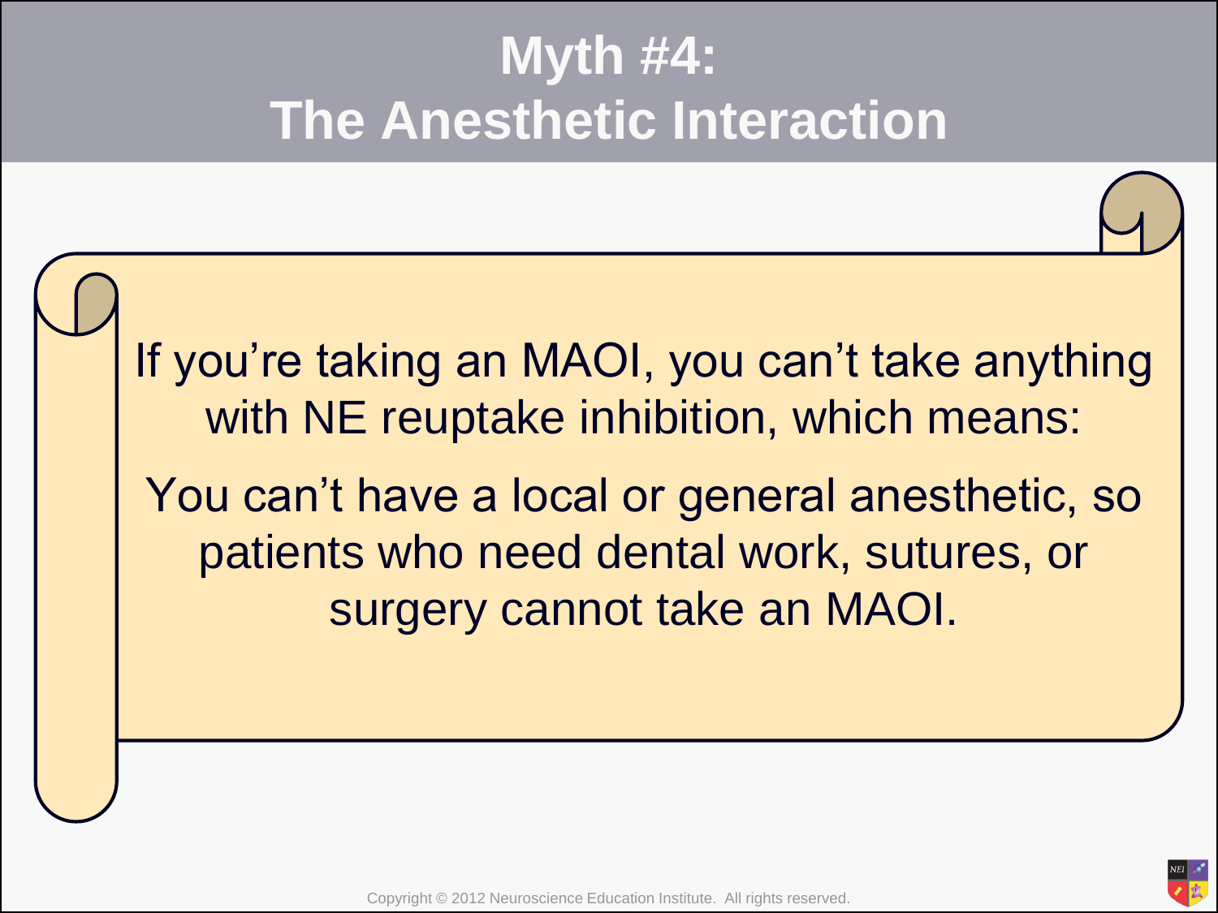# Myth #4: The Anesthetic Interaction

If you're taking an MAOI, you can't take anything with NE reuptake inhibition, which means:

You can't have a local or general anesthetic, so patients who need dental work, sutures, or surgery cannot take an MAOI.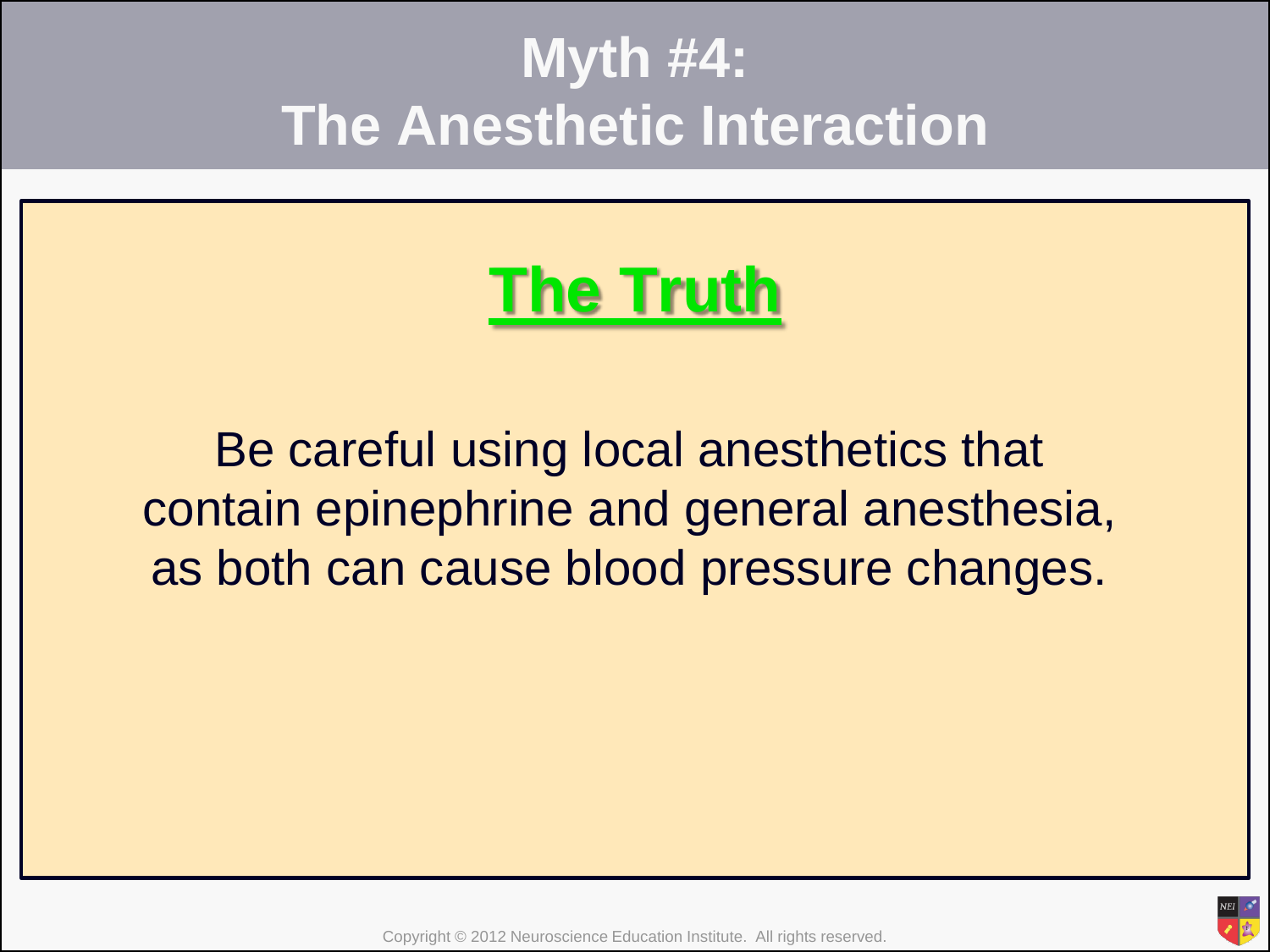# Myth #4: The Anesthetic Interaction

## The Truth

Be careful using local anesthetics that contain epinephrine and general anesthesia, as both can cause blood pressure changes.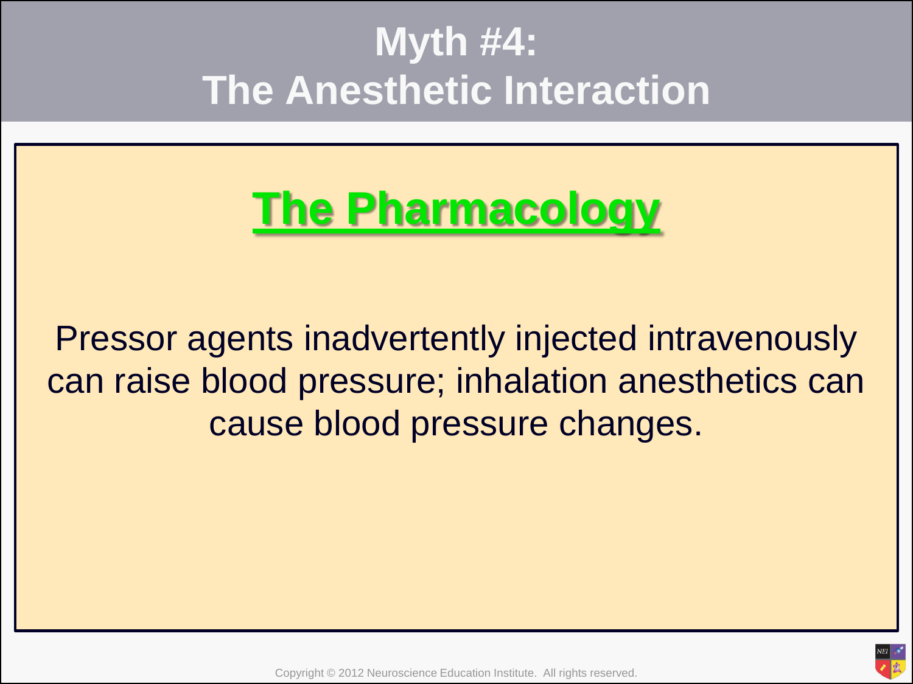# Myth #4:
# The Anesthetic Interaction

## The Pharmacology

Pressor agents inadvertently injected intravenously can raise blood pressure; inhalation anesthetics can cause blood pressure changes.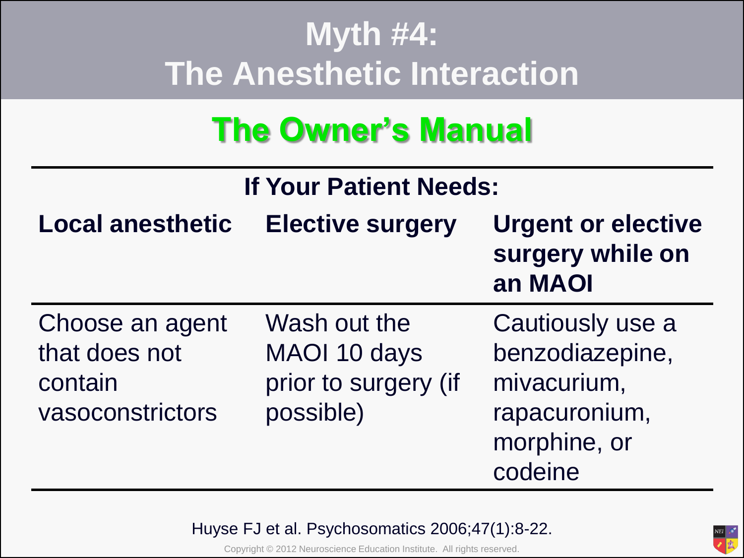# Myth #4: The Anesthetic Interaction

## The Owner's Manual

| If Your Patient Needs: | | |
|---|---|---|
| **Local anesthetic** | **Elective surgery** | **Urgent or elective surgery while on an MAOI** |
| Choose an agent that does not contain vasoconstrictors | Wash out the MAOI 10 days prior to surgery (if possible) | Cautiously use a benzodiazepine, mivacurium, rapacuronium, morphine, or codeine |

Huyse FJ et al. Psychosomatics 2006;47(1):8-22.

Copyright © 2012 Neuroscience Education Institute. All rights reserved.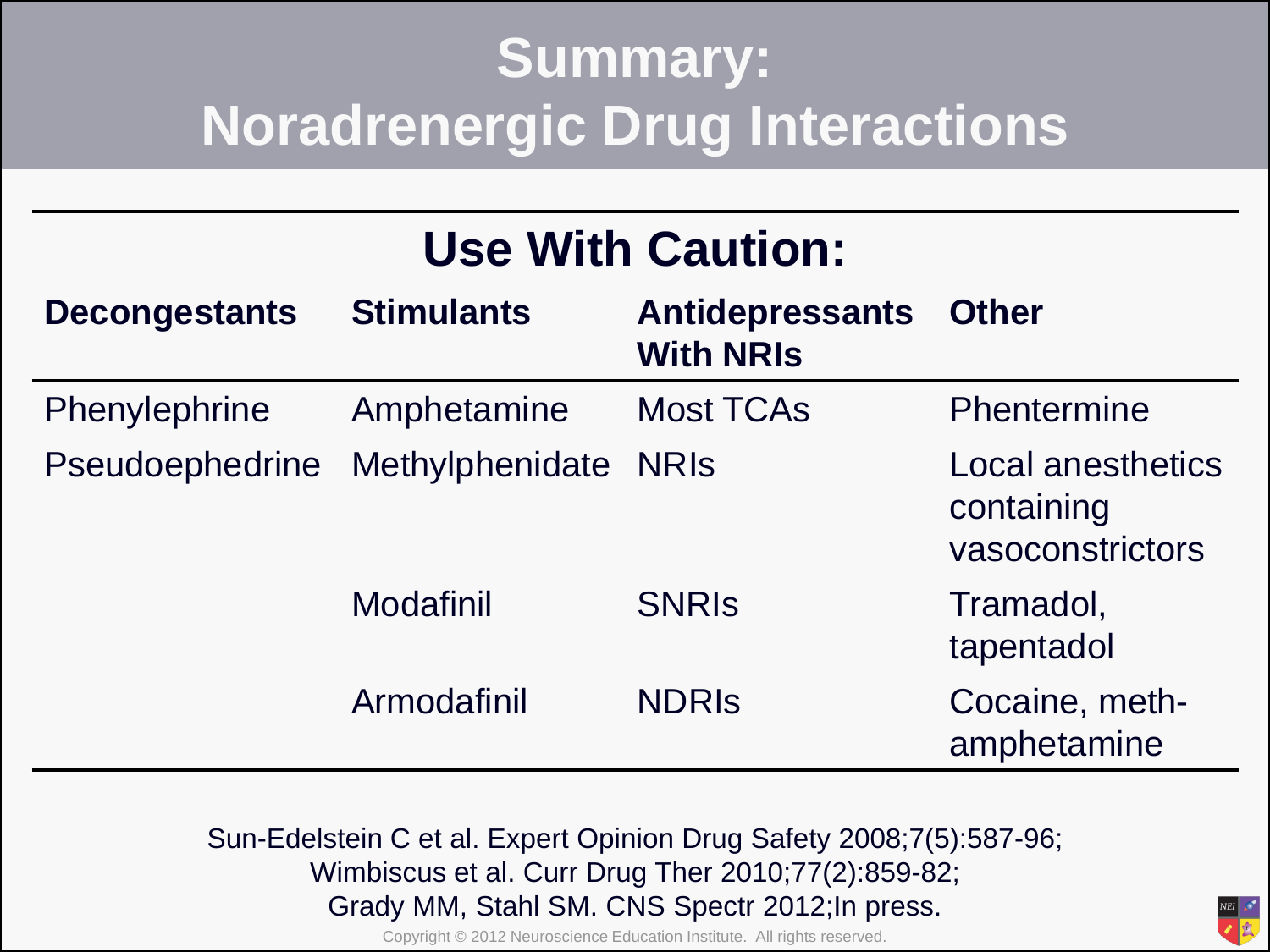# Summary: Noradrenergic Drug Interactions

## Use With Caution:

| Decongestants | Stimulants | Antidepressants With NRIs | Other |
|---|---|---|---|
| Phenylephrine | Amphetamine | Most TCAs | Phentermine |
| Pseudoephedrine | Methylphenidate | NRIs | Local anesthetics containing vasoconstrictors |
| | Modafinil | SNRIs | Tramadol, tapentadol |
| | Armodafinil | NDRIs | Cocaine, meth-amphetamine |

Sun-Edelstein C et al. Expert Opinion Drug Safety 2008;7(5):587-96;
Wimbiscus et al. Curr Drug Ther 2010;77(2):859-82;
Grady MM, Stahl SM. CNS Spectr 2012;In press.

Copyright © 2012 Neuroscience Education Institute. All rights reserved.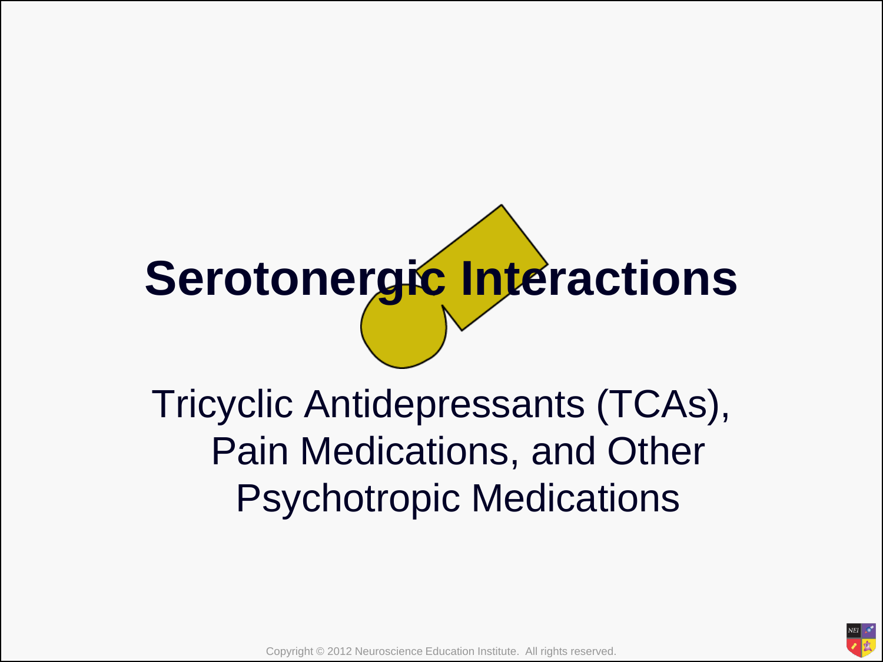# Serotonergic Interactions

Tricyclic Antidepressants (TCAs), Pain Medications, and Other Psychotropic Medications

Copyright © 2012 Neuroscience Education Institute. All rights reserved.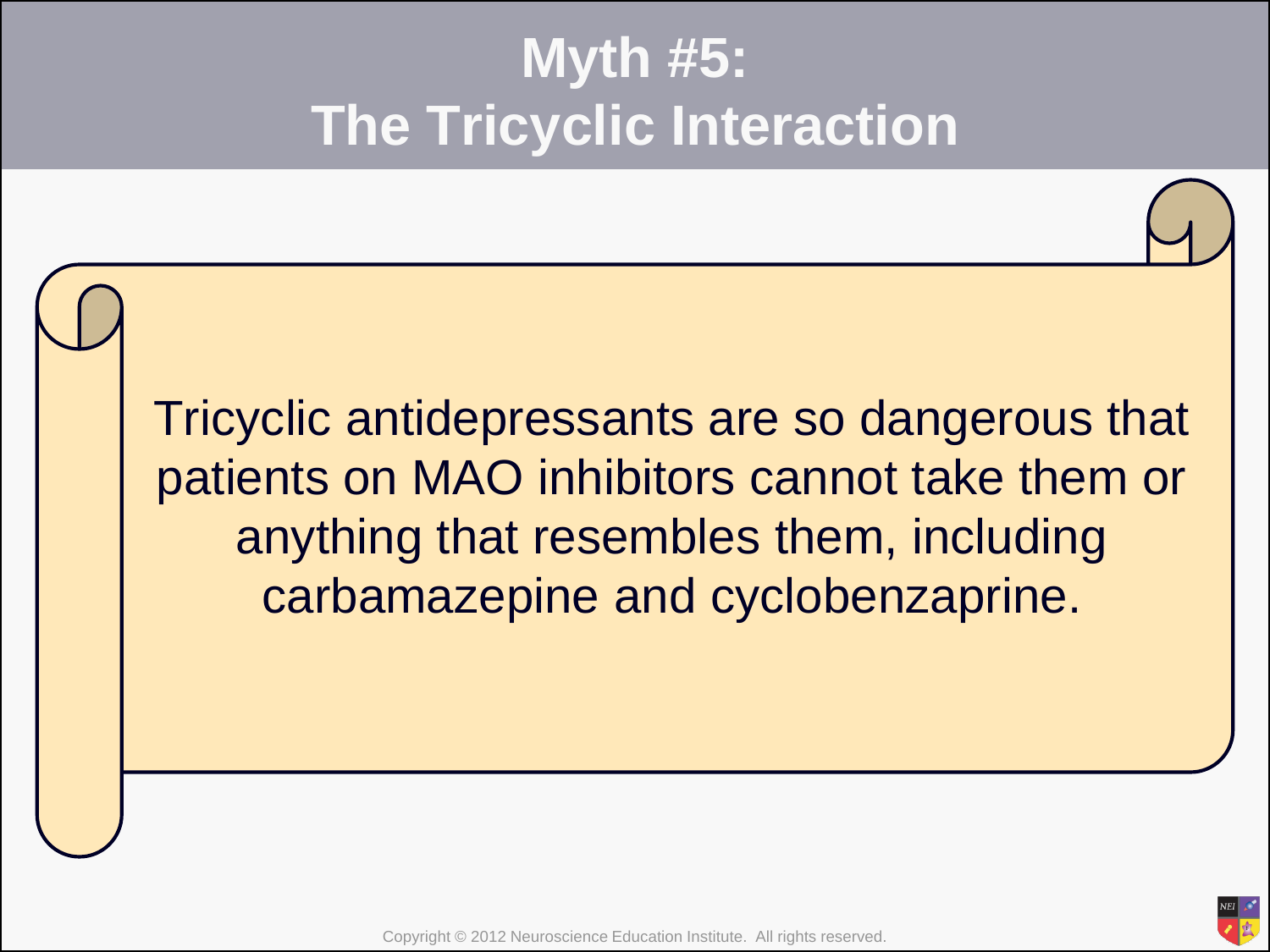# Myth #5: The Tricyclic Interaction

Tricyclic antidepressants are so dangerous that patients on MAO inhibitors cannot take them or anything that resembles them, including carbamazepine and cyclobenzaprine.

Copyright © 2012 Neuroscience Education Institute. All rights reserved.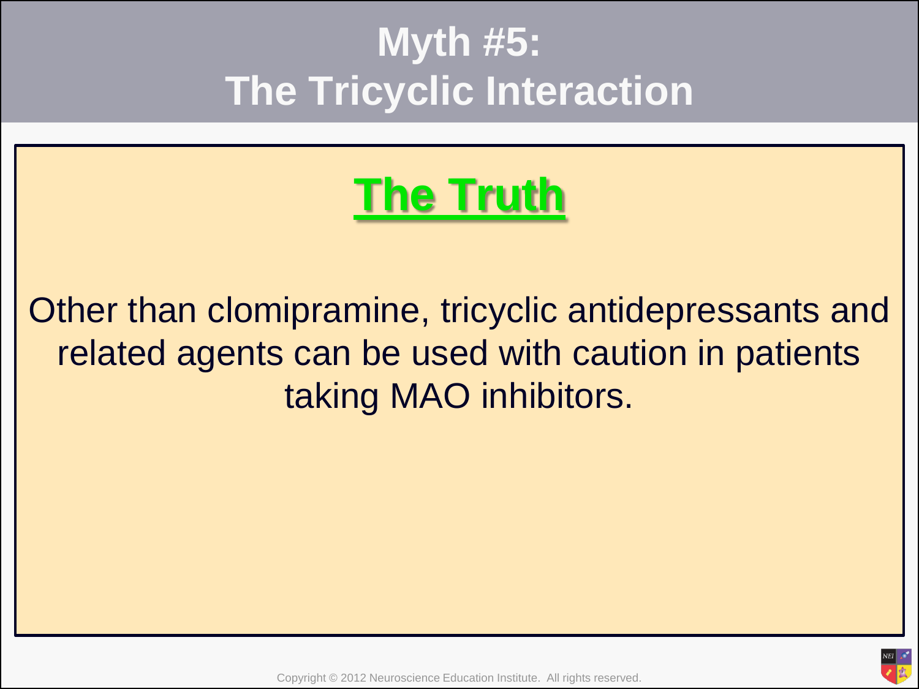# Myth #5:
# The Tricyclic Interaction

## The Truth

Other than clomipramine, tricyclic antidepressants and related agents can be used with caution in patients taking MAO inhibitors.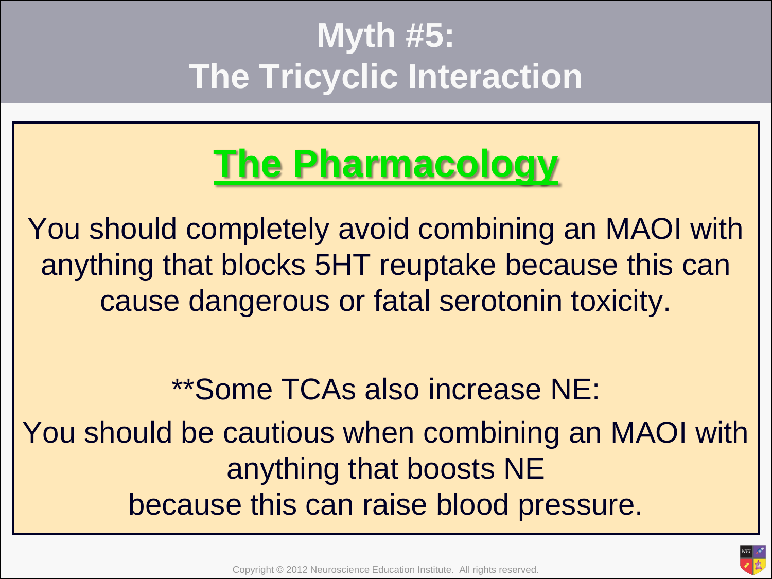# Myth #5: The Tricyclic Interaction

## The Pharmacology

You should completely avoid combining an MAOI with anything that blocks 5HT reuptake because this can cause dangerous or fatal serotonin toxicity.

**Some TCAs also increase NE:

You should be cautious when combining an MAOI with anything that boosts NE because this can raise blood pressure.

Copyright © 2012 Neuroscience Education Institute. All rights reserved.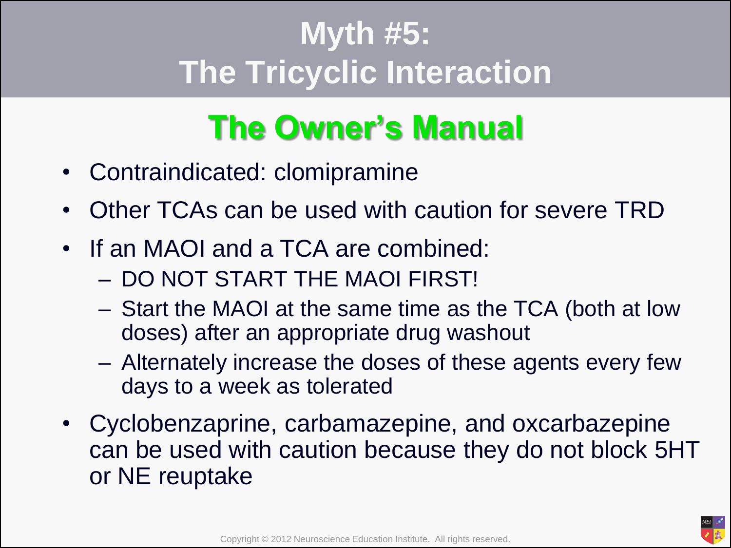# Myth #5: The Tricyclic Interaction

## The Owner's Manual

- Contraindicated: clomipramine
- Other TCAs can be used with caution for severe TRD
- If an MAOI and a TCA are combined:
  - DO NOT START THE MAOI FIRST!
  - Start the MAOI at the same time as the TCA (both at low doses) after an appropriate drug washout
  - Alternately increase the doses of these agents every few days to a week as tolerated
- Cyclobenzaprine, carbamazepine, and oxcarbazepine can be used with caution because they do not block 5HT or NE reuptake

Copyright © 2012 Neuroscience Education Institute. All rights reserved.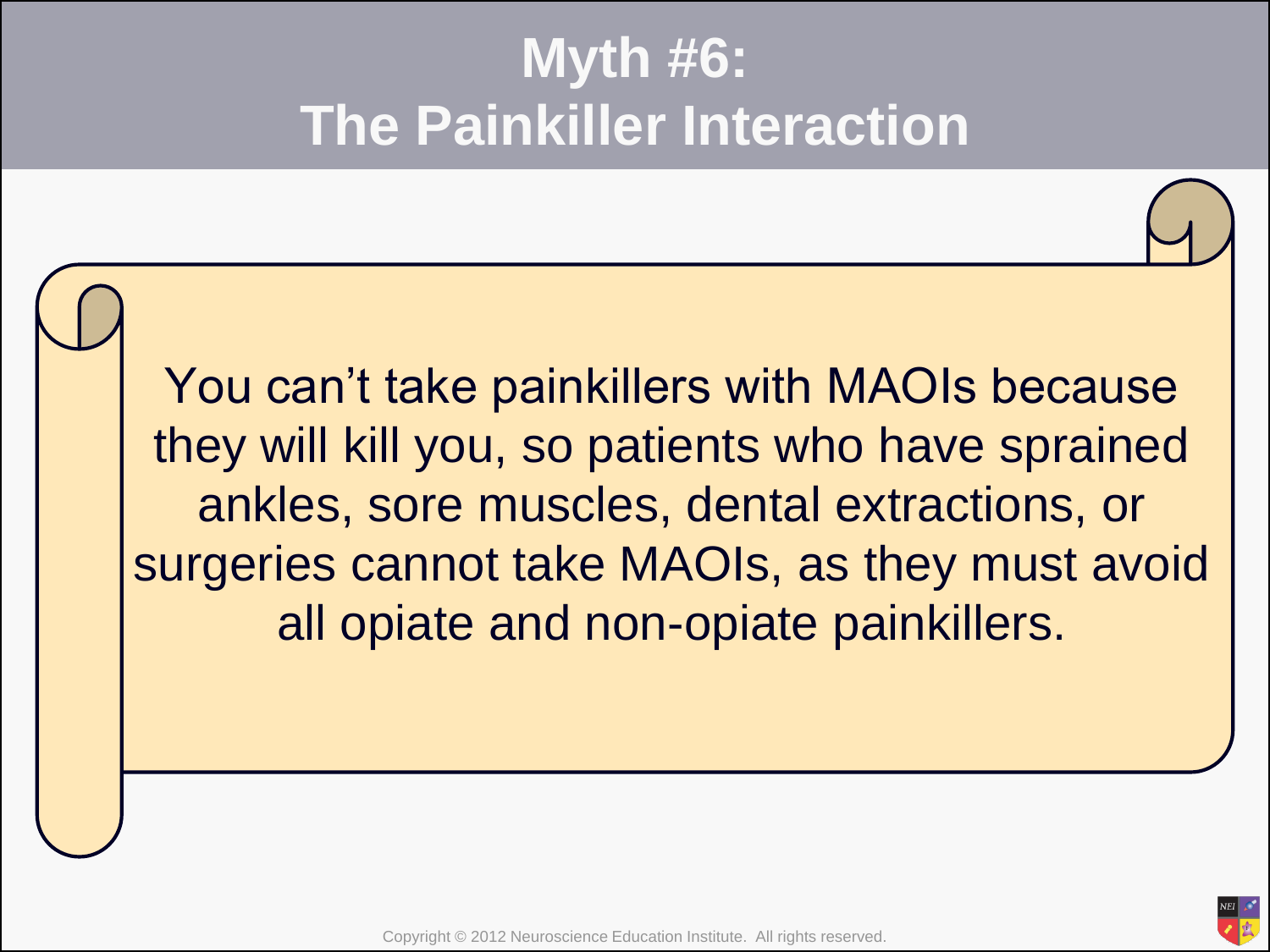# Myth #6: The Painkiller Interaction

You can't take painkillers with MAOIs because they will kill you, so patients who have sprained ankles, sore muscles, dental extractions, or surgeries cannot take MAOIs, as they must avoid all opiate and non-opiate painkillers.

Copyright © 2012 Neuroscience Education Institute. All rights reserved.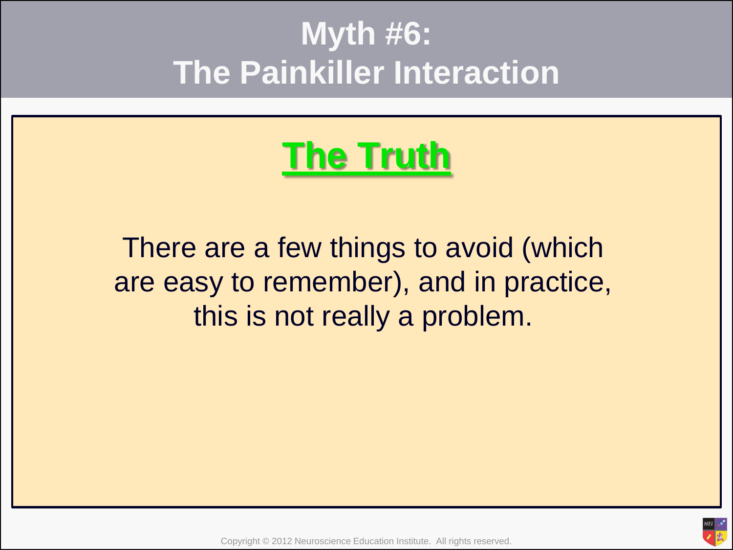# Myth #6: The Painkiller Interaction

## The Truth

There are a few things to avoid (which are easy to remember), and in practice, this is not really a problem.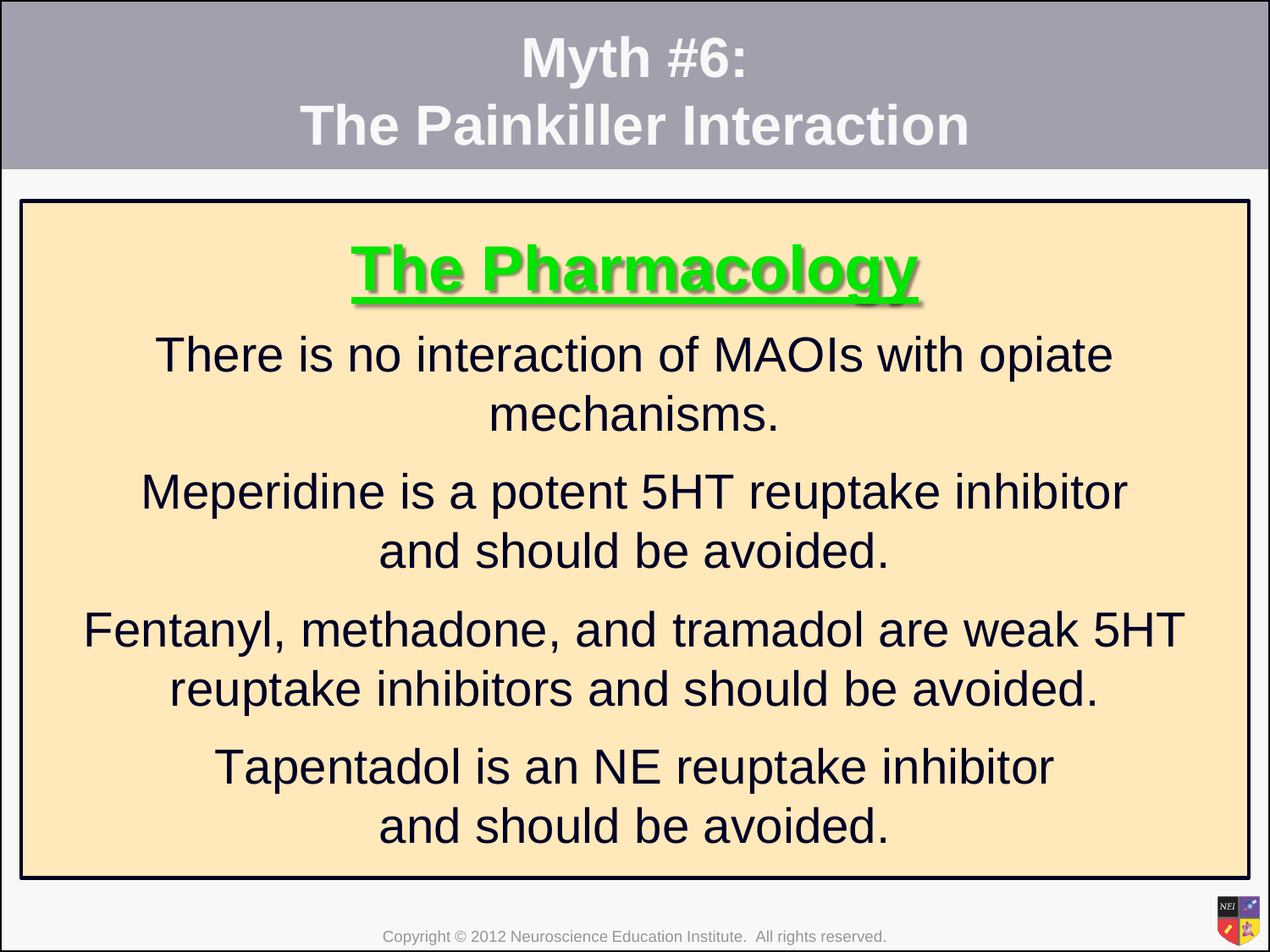# Myth #6: The Painkiller Interaction

## The Pharmacology

There is no interaction of MAOIs with opiate mechanisms.

Meperidine is a potent 5HT reuptake inhibitor and should be avoided.

Fentanyl, methadone, and tramadol are weak 5HT reuptake inhibitors and should be avoided.

Tapentadol is an NE reuptake inhibitor and should be avoided.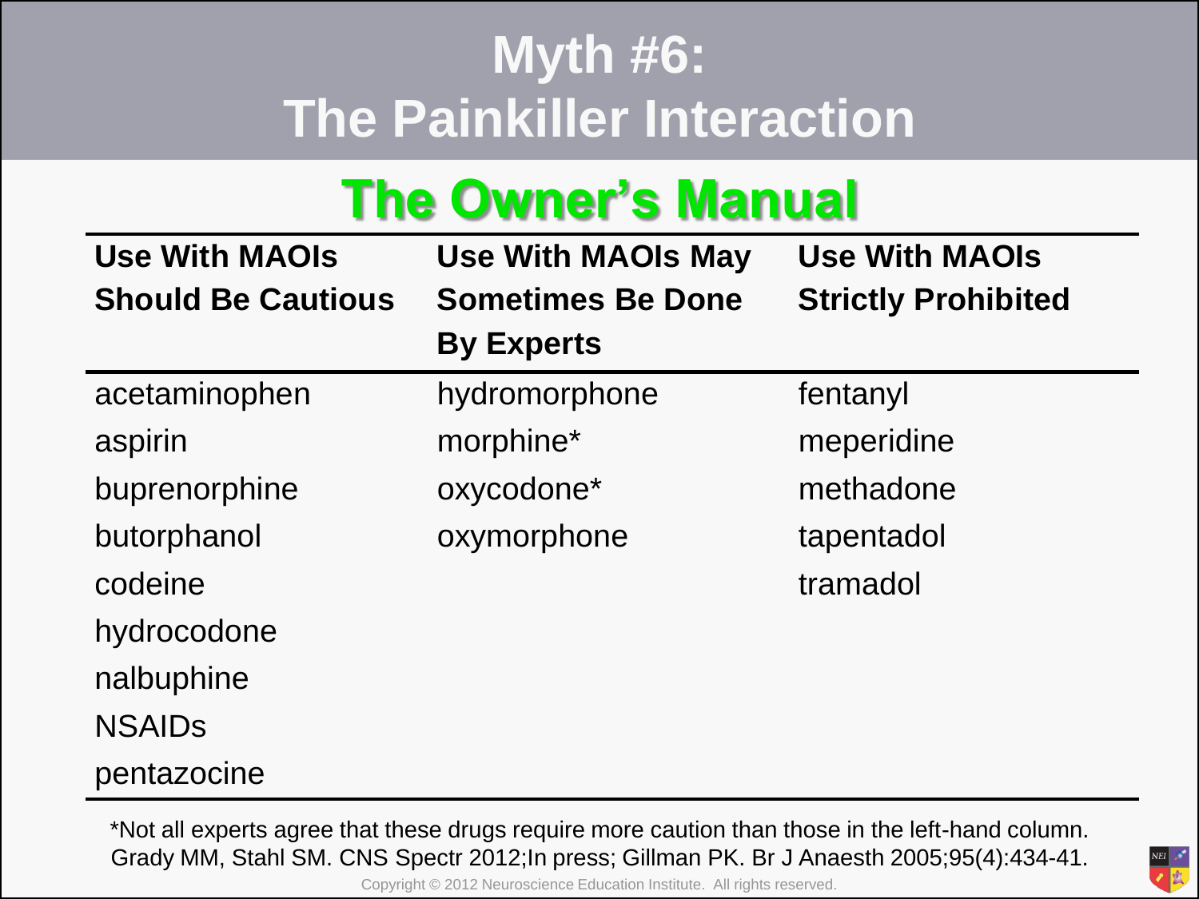# Myth #6: The Painkiller Interaction

## The Owner's Manual

| Use With MAOIs Should Be Cautious | Use With MAOIs May Sometimes Be Done By Experts | Use With MAOIs Strictly Prohibited |
|---|---|---|
| acetaminophen | hydromorphone | fentanyl |
| aspirin | morphine* | meperidine |
| buprenorphine | oxycodone* | methadone |
| butorphanol | oxymorphone | tapentadol |
| codeine | | tramadol |
| hydrocodone | | |
| nalbuphine | | |
| NSAIDs | | |
| pentazocine | | |

*Not all experts agree that these drugs require more caution than those in the left-hand column.
Grady MM, Stahl SM. CNS Spectr 2012;In press; Gillman PK. Br J Anaesth 2005;95(4):434-41.

Copyright © 2012 Neuroscience Education Institute. All rights reserved.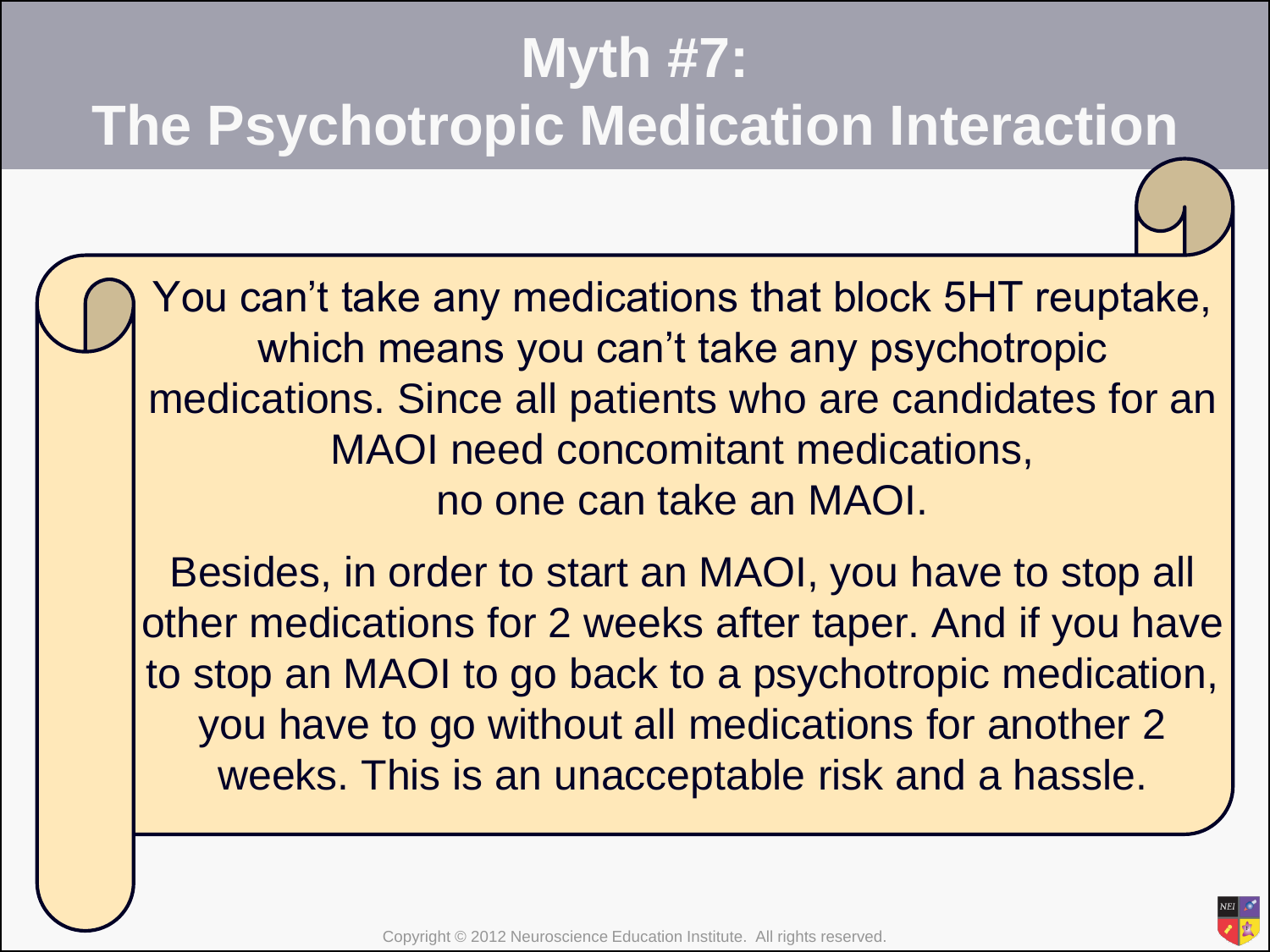# Myth #7: The Psychotropic Medication Interaction

You can't take any medications that block 5HT reuptake, which means you can't take any psychotropic medications. Since all patients who are candidates for an MAOI need concomitant medications, no one can take an MAOI.

Besides, in order to start an MAOI, you have to stop all other medications for 2 weeks after taper. And if you have to stop an MAOI to go back to a psychotropic medication, you have to go without all medications for another 2 weeks. This is an unacceptable risk and a hassle.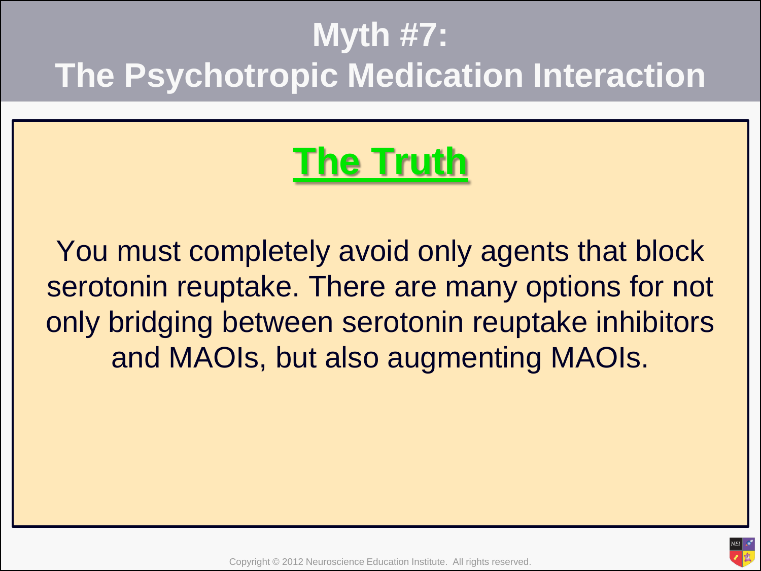# Myth #7: The Psychotropic Medication Interaction

## The Truth

You must completely avoid only agents that block serotonin reuptake. There are many options for not only bridging between serotonin reuptake inhibitors and MAOIs, but also augmenting MAOIs.

Copyright © 2012 Neuroscience Education Institute. All rights reserved.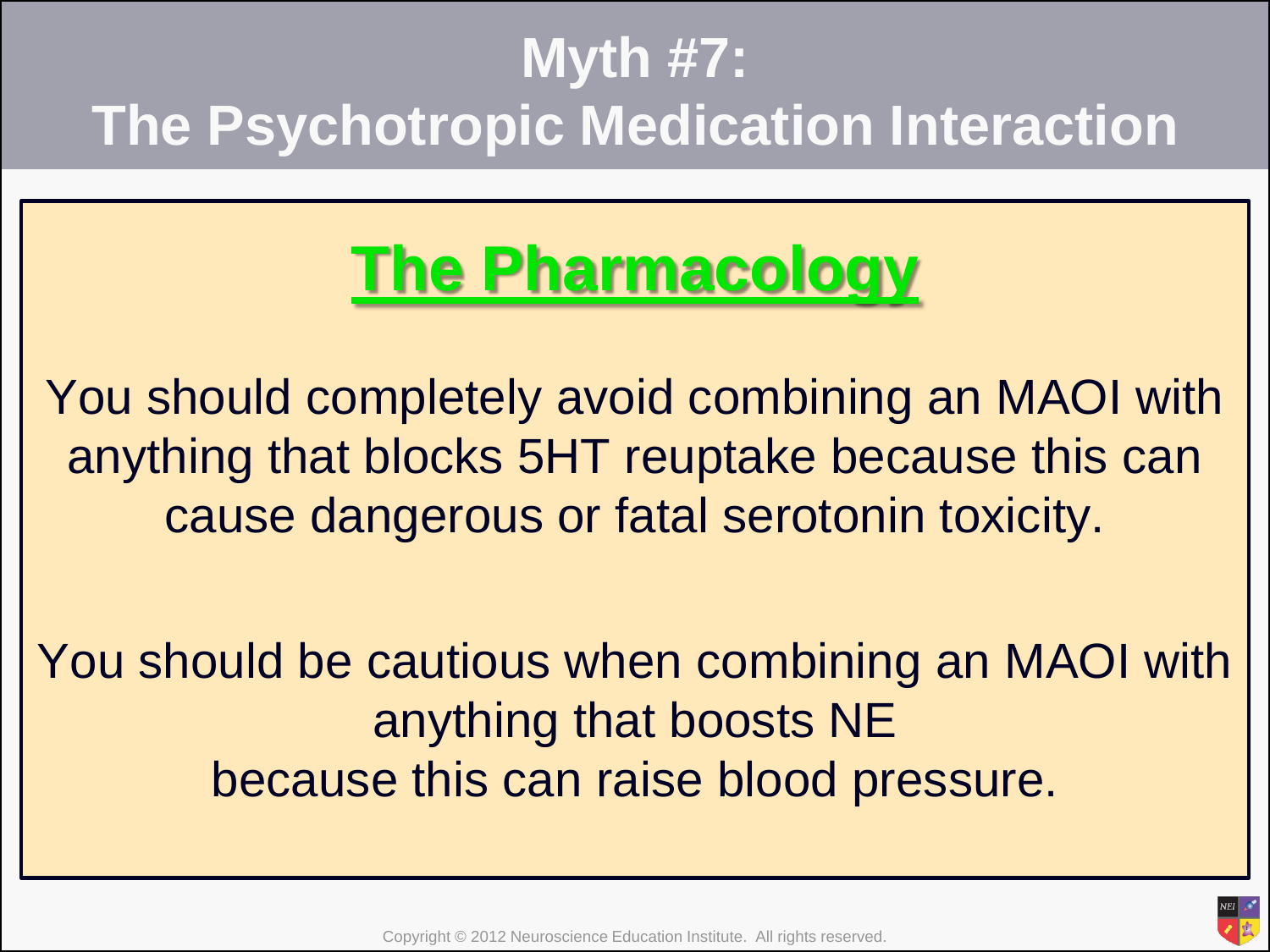# Myth #7: The Psychotropic Medication Interaction

## The Pharmacology

You should completely avoid combining an MAOI with anything that blocks 5HT reuptake because this can cause dangerous or fatal serotonin toxicity.

You should be cautious when combining an MAOI with anything that boosts NE because this can raise blood pressure.

Copyright © 2012 Neuroscience Education Institute. All rights reserved.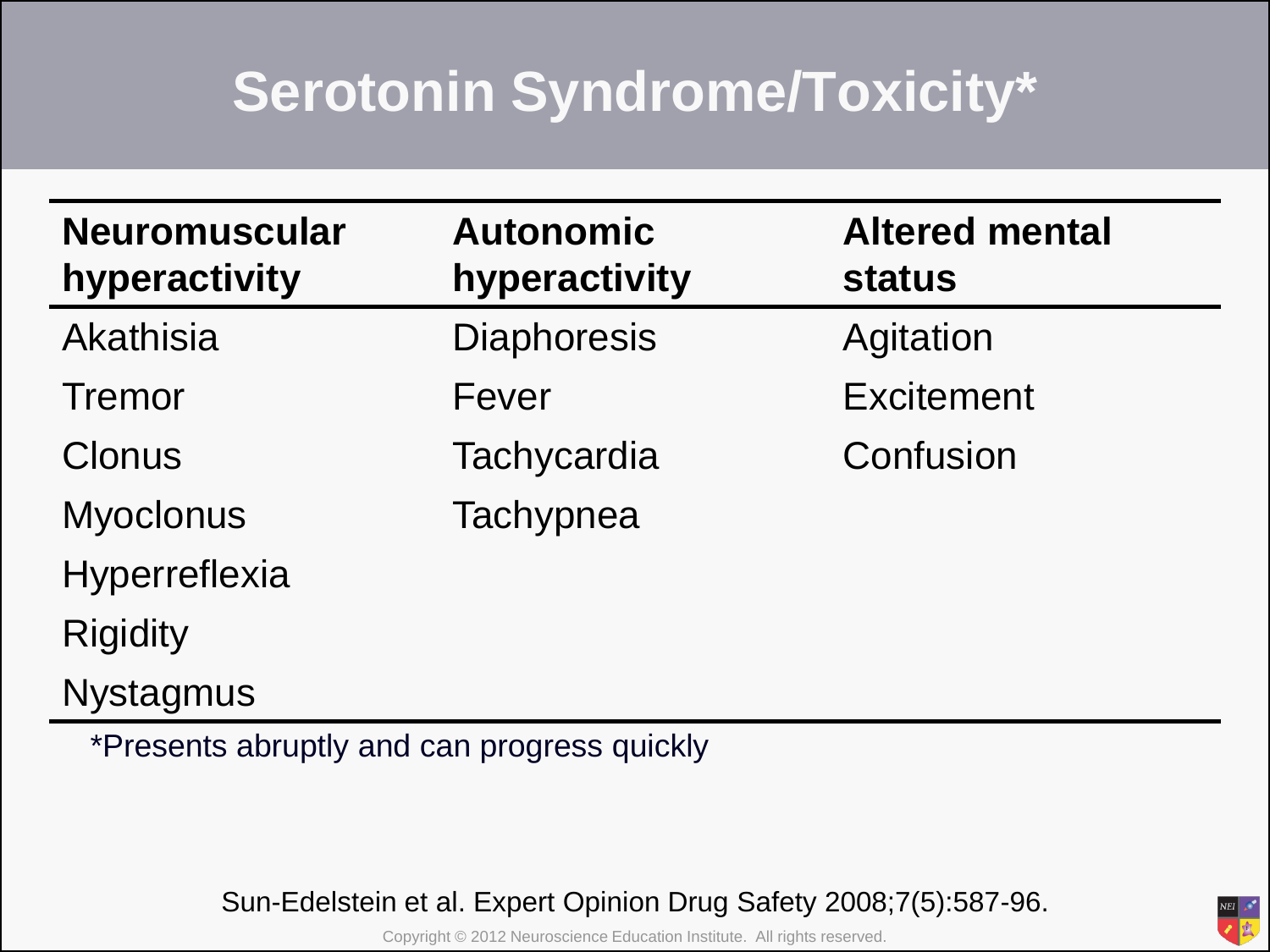# Serotonin Syndrome/Toxicity*

| Neuromuscular hyperactivity | Autonomic hyperactivity | Altered mental status |
|---|---|---|
| Akathisia | Diaphoresis | Agitation |
| Tremor | Fever | Excitement |
| Clonus | Tachycardia | Confusion |
| Myoclonus | Tachypnea | |
| Hyperreflexia | | |
| Rigidity | | |
| Nystagmus | | |

*Presents abruptly and can progress quickly

Sun-Edelstein et al. Expert Opinion Drug Safety 2008;7(5):587-96.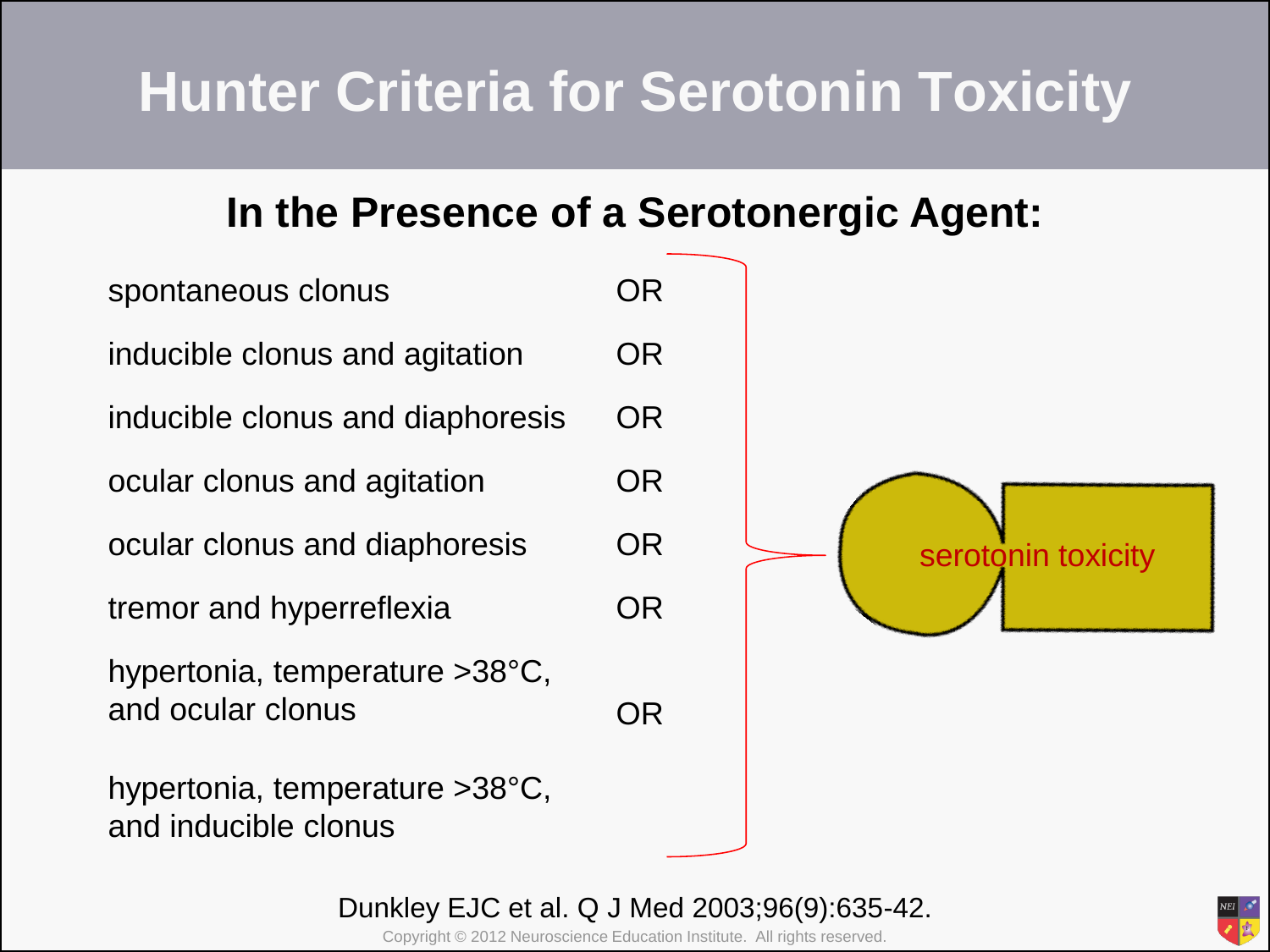# Hunter Criteria for Serotonin Toxicity

## In the Presence of a Serotonergic Agent:

- spontaneous clonus OR
- inducible clonus and agitation OR
- inducible clonus and diaphoresis OR
- ocular clonus and agitation OR
- ocular clonus and diaphoresis OR
- tremor and hyperreflexia OR
- hypertonia, temperature >38°C, and ocular clonus OR
- hypertonia, temperature >38°C, and inducible clonus

→ serotonin toxicity

Dunkley EJC et al. Q J Med 2003;96(9):635-42.

Copyright © 2012 Neuroscience Education Institute. All rights reserved.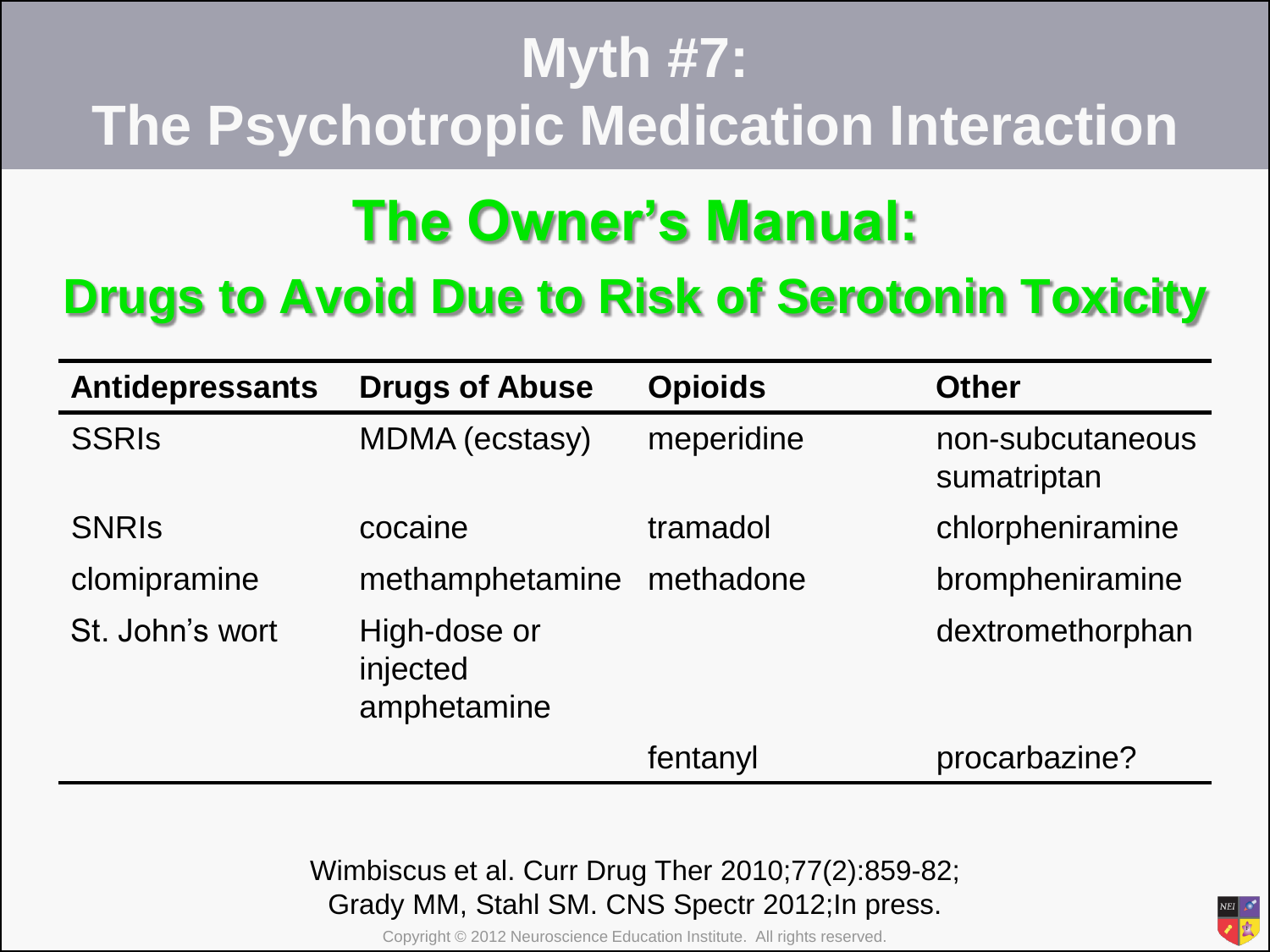# Myth #7: The Psychotropic Medication Interaction

## The Owner's Manual:

### Drugs to Avoid Due to Risk of Serotonin Toxicity

| Antidepressants | Drugs of Abuse | Opioids | Other |
|---|---|---|---|
| SSRIs | MDMA (ecstasy) | meperidine | non-subcutaneous sumatriptan |
| SNRIs | cocaine | tramadol | chlorpheniramine |
| clomipramine | methamphetamine | methadone | brompheniramine |
| St. John's wort | High-dose or injected amphetamine | | dextromethorphan |
| | | fentanyl | procarbazine? |

Wimbiscus et al. Curr Drug Ther 2010;77(2):859-82;
Grady MM, Stahl SM. CNS Spectr 2012;In press.

Copyright © 2012 Neuroscience Education Institute. All rights reserved.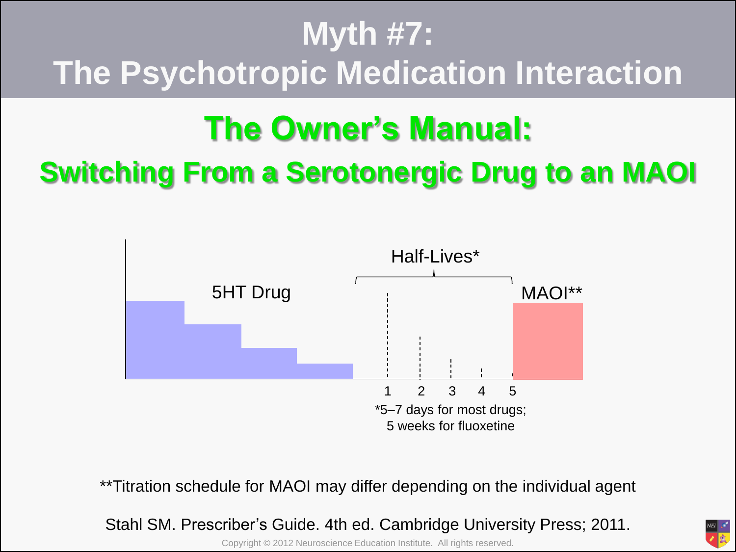# Myth #7:
# The Psychotropic Medication Interaction

## The Owner's Manual:

## Switching From a Serotonergic Drug to an MAOI

5HT Drug

Half-Lives*

MAOI**

1 2 3 4 5

*5–7 days for most drugs;
5 weeks for fluoxetine

**Titration schedule for MAOI may differ depending on the individual agent

Stahl SM. Prescriber's Guide. 4th ed. Cambridge University Press; 2011.

Copyright © 2012 Neuroscience Education Institute. All rights reserved.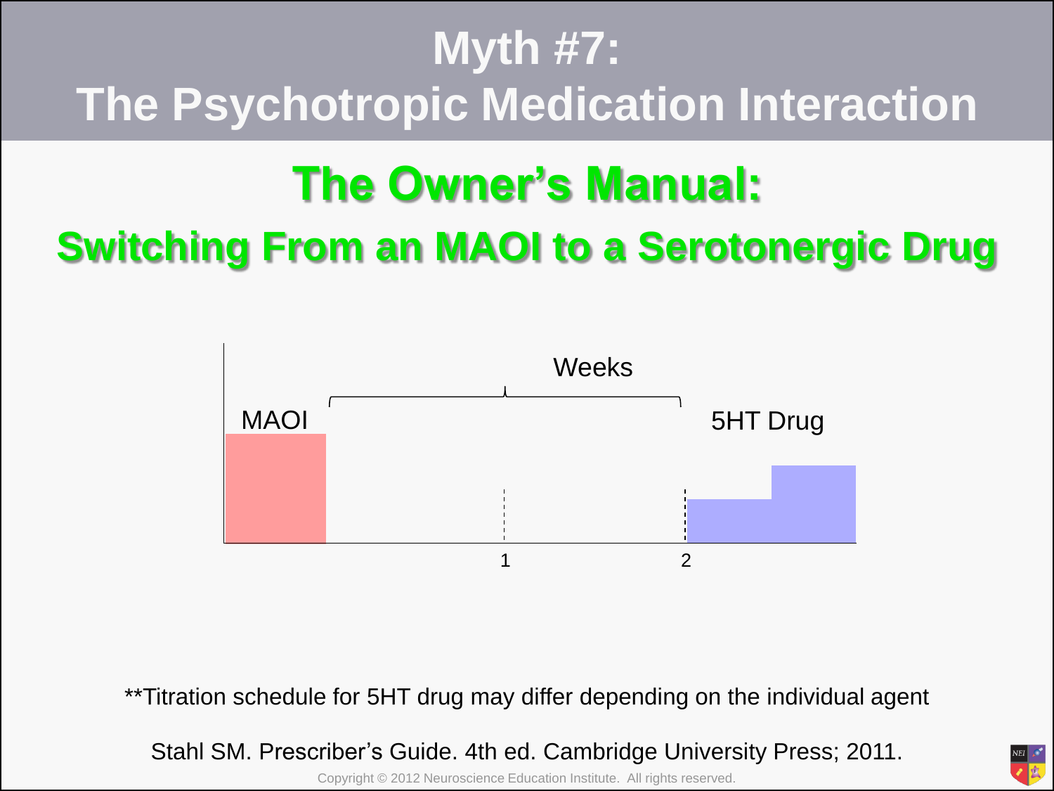# Myth #7: The Psychotropic Medication Interaction

## The Owner's Manual:

### Switching From an MAOI to a Serotonergic Drug

MAOI

Weeks

5HT Drug

1

2

**Titration schedule for 5HT drug may differ depending on the individual agent

Stahl SM. Prescriber's Guide. 4th ed. Cambridge University Press; 2011.

Copyright © 2012 Neuroscience Education Institute. All rights reserved.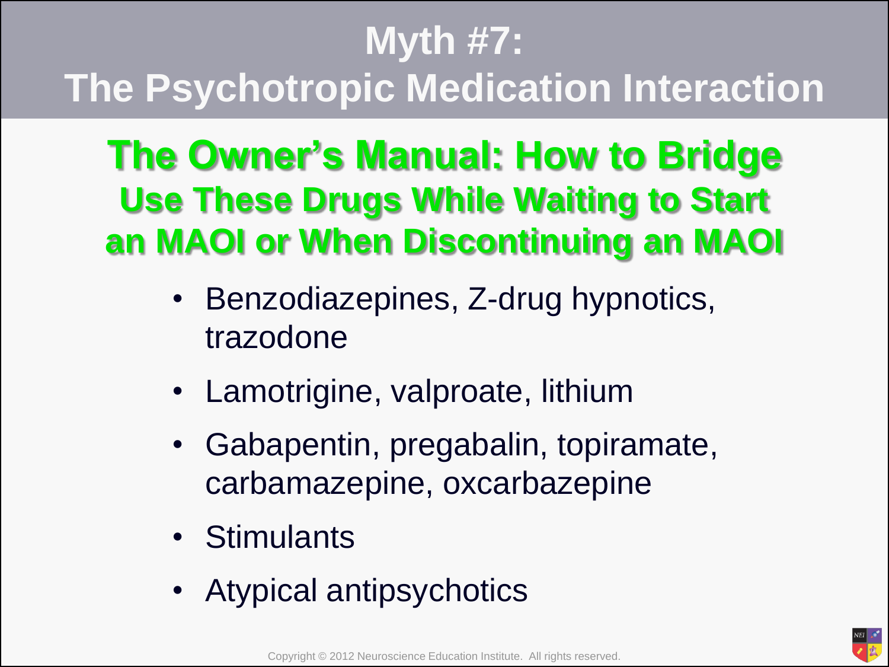# Myth #7: The Psychotropic Medication Interaction

## The Owner's Manual: How to Bridge

### Use These Drugs While Waiting to Start an MAOI or When Discontinuing an MAOI

- Benzodiazepines, Z-drug hypnotics, trazodone
- Lamotrigine, valproate, lithium
- Gabapentin, pregabalin, topiramate, carbamazepine, oxcarbazepine
- Stimulants
- Atypical antipsychotics

Copyright © 2012 Neuroscience Education Institute. All rights reserved.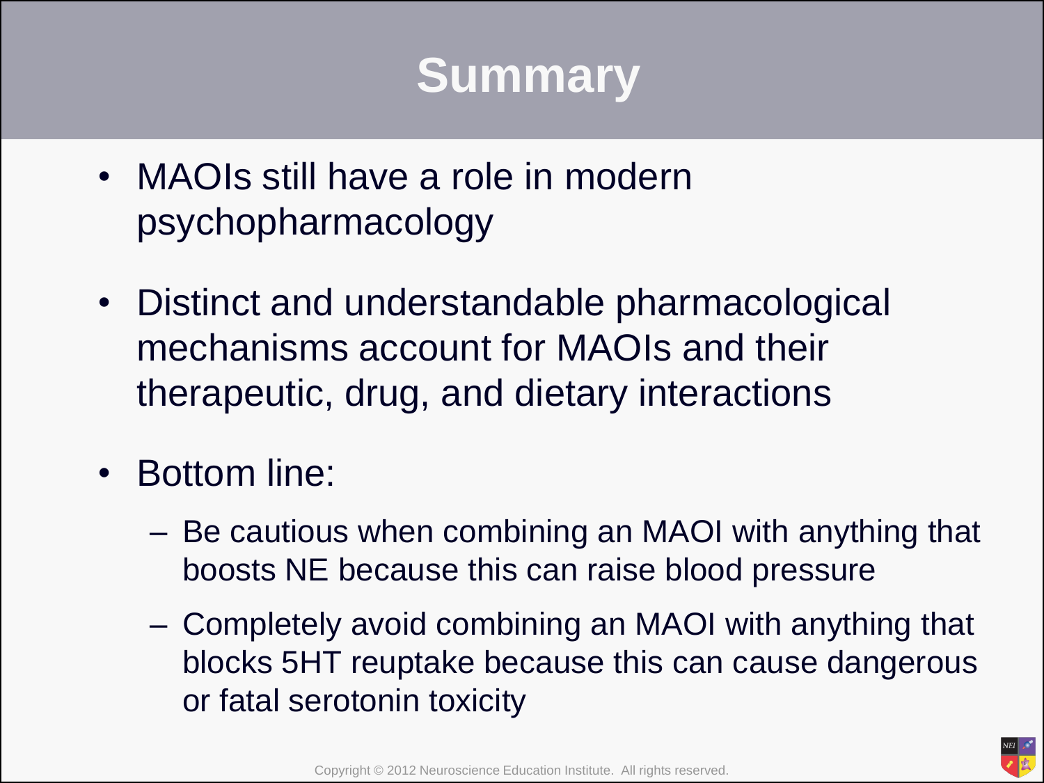# Summary

- MAOIs still have a role in modern psychopharmacology
- Distinct and understandable pharmacological mechanisms account for MAOIs and their therapeutic, drug, and dietary interactions
- Bottom line:
  - Be cautious when combining an MAOI with anything that boosts NE because this can raise blood pressure
  - Completely avoid combining an MAOI with anything that blocks 5HT reuptake because this can cause dangerous or fatal serotonin toxicity